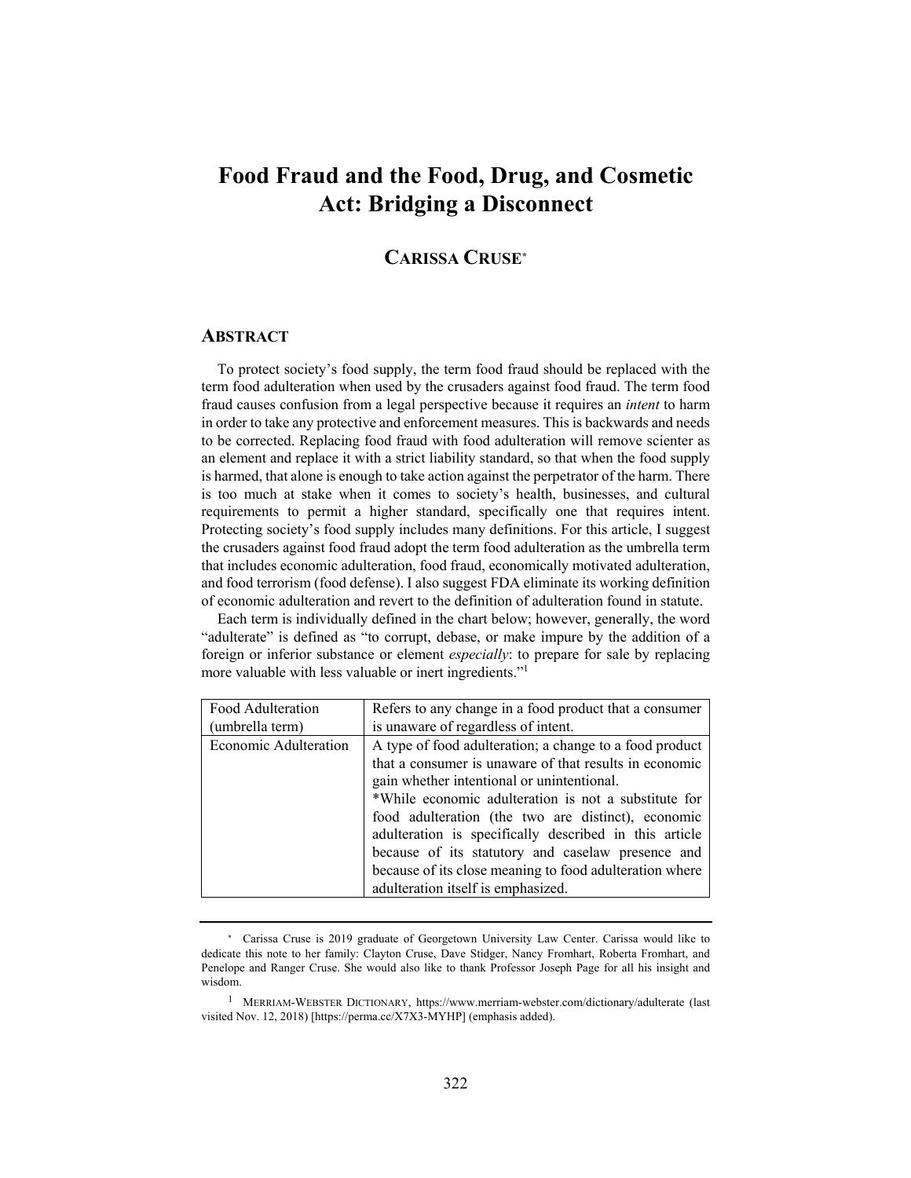# Food Fraud and the Food, Drug, and Cosmetic Act: Bridging a Disconnect

## CARISSA CRUSE*

## ABSTRACT

To protect society's food supply, the term food fraud should be replaced with the term food adulteration when used by the crusaders against food fraud. The term food fraud causes confusion from a legal perspective because it requires an *intent* to harm in order to take any protective and enforcement measures. This is backwards and needs to be corrected. Replacing food fraud with food adulteration will remove scienter as an element and replace it with a strict liability standard, so that when the food supply is harmed, that alone is enough to take action against the perpetrator of the harm. There is too much at stake when it comes to society's health, businesses, and cultural requirements to permit a higher standard, specifically one that requires intent. Protecting society's food supply includes many definitions. For this article, I suggest the crusaders against food fraud adopt the term food adulteration as the umbrella term that includes economic adulteration, food fraud, economically motivated adulteration, and food terrorism (food defense). I also suggest FDA eliminate its working definition of economic adulteration and revert to the definition of adulteration found in statute.

Each term is individually defined in the chart below; however, generally, the word "adulterate" is defined as "to corrupt, debase, or make impure by the addition of a foreign or inferior substance or element *especially*: to prepare for sale by replacing more valuable with less valuable or inert ingredients."[1]

| | |
|---|---|
| Food Adulteration (umbrella term) | Refers to any change in a food product that a consumer is unaware of regardless of intent. |
| Economic Adulteration | A type of food adulteration; a change to a food product that a consumer is unaware of that results in economic gain whether intentional or unintentional. *While economic adulteration is not a substitute for food adulteration (the two are distinct), economic adulteration is specifically described in this article because of its statutory and caselaw presence and because of its close meaning to food adulteration where adulteration itself is emphasized. |

---

* Carissa Cruse is 2019 graduate of Georgetown University Law Center. Carissa would like to dedicate this note to her family: Clayton Cruse, Dave Stidger, Nancy Fromhart, Roberta Fromhart, and Penelope and Ranger Cruse. She would also like to thank Professor Joseph Page for all his insight and wisdom.

[1] MERRIAM-WEBSTER DICTIONARY, https://www.merriam-webster.com/dictionary/adulterate (last visited Nov. 12, 2018) [https://perma.cc/X7X3-MYHP] (emphasis added).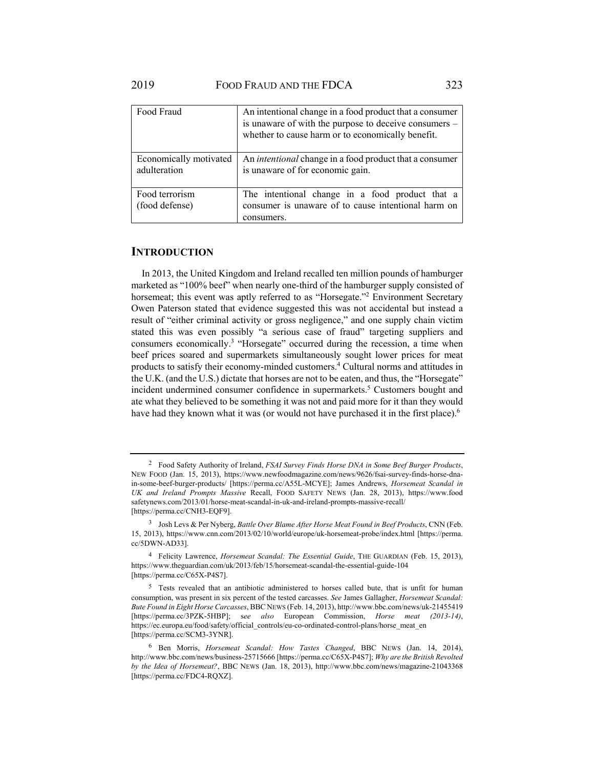| Food Fraud | An intentional change in a food product that a consumer is unaware of with the purpose to deceive consumers – whether to cause harm or to economically benefit. |
| --- | --- |
| Economically motivated adulteration | An *intentional* change in a food product that a consumer is unaware of for economic gain. |
| Food terrorism (food defense) | The intentional change in a food product that a consumer is unaware of to cause intentional harm on consumers. |

## INTRODUCTION

In 2013, the United Kingdom and Ireland recalled ten million pounds of hamburger marketed as "100% beef" when nearly one-third of the hamburger supply consisted of horsemeat; this event was aptly referred to as "Horsegate."[2] Environment Secretary Owen Paterson stated that evidence suggested this was not accidental but instead a result of "either criminal activity or gross negligence," and one supply chain victim stated this was even possibly "a serious case of fraud" targeting suppliers and consumers economically.[3] "Horsegate" occurred during the recession, a time when beef prices soared and supermarkets simultaneously sought lower prices for meat products to satisfy their economy-minded customers.[4] Cultural norms and attitudes in the U.K. (and the U.S.) dictate that horses are not to be eaten, and thus, the "Horsegate" incident undermined consumer confidence in supermarkets.[5] Customers bought and ate what they believed to be something it was not and paid more for it than they would have had they known what it was (or would not have purchased it in the first place).[6]

---

[2] Food Safety Authority of Ireland, *FSAI Survey Finds Horse DNA in Some Beef Burger Products*, NEW FOOD (Jan. 15, 2013), https://www.newfoodmagazine.com/news/9626/fsai-survey-finds-horse-dna-in-some-beef-burger-products/ [https://perma.cc/A55L-MCYE]; James Andrews, *Horsemeat Scandal in UK and Ireland Prompts Massive* Recall, FOOD SAFETY NEWS (Jan. 28, 2013), https://www.foodsafetynews.com/2013/01/horse-meat-scandal-in-uk-and-ireland-prompts-massive-recall/ [https://perma.cc/CNH3-EQF9].

[3] Josh Levs & Per Nyberg, *Battle Over Blame After Horse Meat Found in Beef Products*, CNN (Feb. 15, 2013), https://www.cnn.com/2013/02/10/world/europe/uk-horsemeat-probe/index.html [https://perma.cc/5DWN-AD33].

[4] Felicity Lawrence, *Horsemeat Scandal: The Essential Guide*, THE GUARDIAN (Feb. 15, 2013), https://www.theguardian.com/uk/2013/feb/15/horsemeat-scandal-the-essential-guide-104 [https://perma.cc/C65X-P4S7].

[5] Tests revealed that an antibiotic administered to horses called bute, that is unfit for human consumption, was present in six percent of the tested carcasses. *See* James Gallagher, *Horsemeat Scandal: Bute Found in Eight Horse Carcasses*, BBC NEWS (Feb. 14, 2013), http://www.bbc.com/news/uk-21455419 [https://perma.cc/3PZK-5HBP]; s*ee also* European Commission, *Horse meat (2013-14)*, https://ec.europa.eu/food/safety/official_controls/eu-co-ordinated-control-plans/horse_meat_en [https://perma.cc/SCM3-3YNR].

[6] Ben Morris, *Horsemeat Scandal: How Tastes Changed*, BBC NEWS (Jan. 14, 2014), http://www.bbc.com/news/business-25715666 [https://perma.cc/C65X-P4S7]; *Why are the British Revolted by the Idea of Horsemeat?*, BBC NEWS (Jan. 18, 2013), http://www.bbc.com/news/magazine-21043368 [https://perma.cc/FDC4-RQXZ].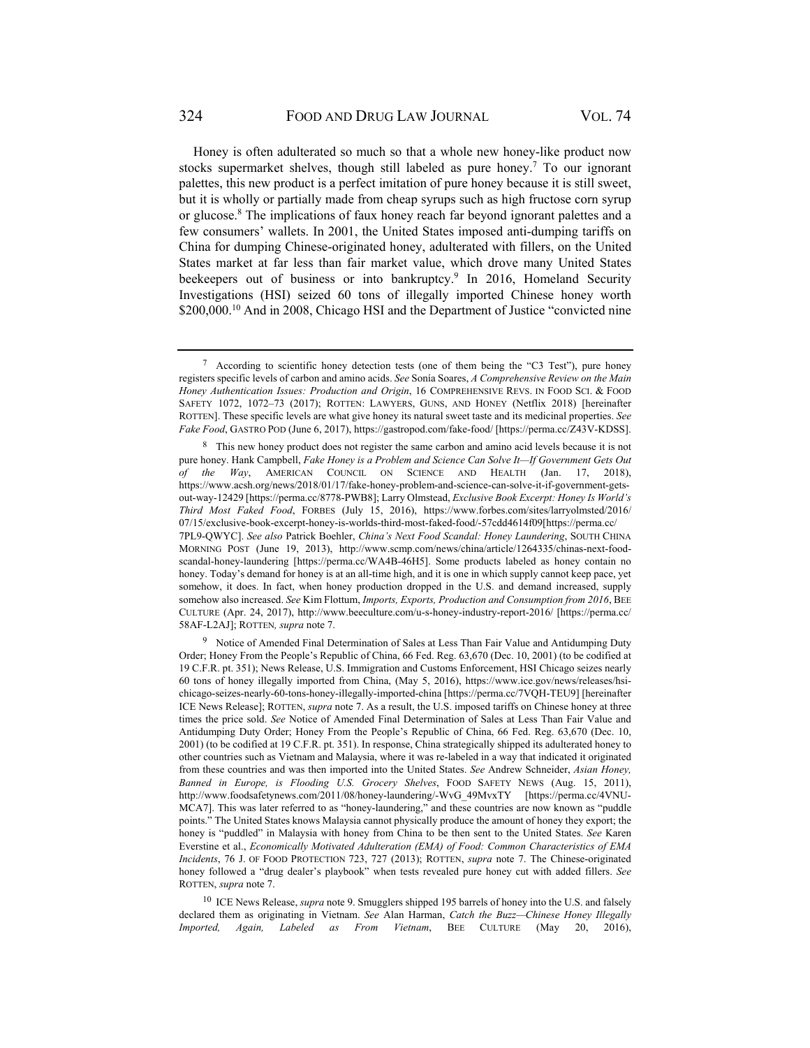Honey is often adulterated so much so that a whole new honey-like product now stocks supermarket shelves, though still labeled as pure honey.[7] To our ignorant palettes, this new product is a perfect imitation of pure honey because it is still sweet, but it is wholly or partially made from cheap syrups such as high fructose corn syrup or glucose.[8] The implications of faux honey reach far beyond ignorant palettes and a few consumers' wallets. In 2001, the United States imposed anti-dumping tariffs on China for dumping Chinese-originated honey, adulterated with fillers, on the United States market at far less than fair market value, which drove many United States beekeepers out of business or into bankruptcy.[9] In 2016, Homeland Security Investigations (HSI) seized 60 tons of illegally imported Chinese honey worth $200,000.[10] And in 2008, Chicago HSI and the Department of Justice "convicted nine

---

[7] According to scientific honey detection tests (one of them being the "C3 Test"), pure honey registers specific levels of carbon and amino acids. *See* Sonía Soares, *A Comprehensive Review on the Main Honey Authentication Issues: Production and Origin*, 16 COMPREHENSIVE REVS. IN FOOD SCI. & FOOD SAFETY 1072, 1072–73 (2017); ROTTEN: LAWYERS, GUNS, AND HONEY (Netflix 2018) [hereinafter ROTTEN]. These specific levels are what give honey its natural sweet taste and its medicinal properties. *See* *Fake Food*, GASTRO POD (June 6, 2017), https://gastropod.com/fake-food/ [https://perma.cc/Z43V-KDSS].

[8] This new honey product does not register the same carbon and amino acid levels because it is not pure honey. Hank Campbell, *Fake Honey is a Problem and Science Can Solve It—If Government Gets Out of the Way*, AMERICAN COUNCIL ON SCIENCE AND HEALTH (Jan. 17, 2018), https://www.acsh.org/news/2018/01/17/fake-honey-problem-and-science-can-solve-it-if-government-gets-out-way-12429 [https://perma.cc/8778-PWB8]; Larry Olmstead, *Exclusive Book Excerpt: Honey Is World's Third Most Faked Food*, FORBES (July 15, 2016), https://www.forbes.com/sites/larryolmsted/2016/07/15/exclusive-book-excerpt-honey-is-worlds-third-most-faked-food/-57cdd4614f09[https://perma.cc/7PL9-QWYC]. *See also* Patrick Boehler, *China's Next Food Scandal: Honey Laundering*, SOUTH CHINA MORNING POST (June 19, 2013), http://www.scmp.com/news/china/article/1264335/chinas-next-food-scandal-honey-laundering [https://perma.cc/WA4B-46H5]. Some products labeled as honey contain no honey. Today's demand for honey is at an all-time high, and it is one in which supply cannot keep pace, yet somehow, it does. In fact, when honey production dropped in the U.S. and demand increased, supply somehow also increased. *See* Kim Flottum, *Imports, Exports, Production and Consumption from 2016*, BEE CULTURE (Apr. 24, 2017), http://www.beeculture.com/u-s-honey-industry-report-2016/ [https://perma.cc/58AF-L2AJ]; ROTTEN, *supra* note 7.

[9] Notice of Amended Final Determination of Sales at Less Than Fair Value and Antidumping Duty Order; Honey From the People's Republic of China, 66 Fed. Reg. 63,670 (Dec. 10, 2001) (to be codified at 19 C.F.R. pt. 351); News Release, U.S. Immigration and Customs Enforcement, HSI Chicago seizes nearly 60 tons of honey illegally imported from China, (May 5, 2016), https://www.ice.gov/news/releases/hsi-chicago-seizes-nearly-60-tons-honey-illegally-imported-china [https://perma.cc/7VQH-TEU9] [hereinafter ICE News Release]; ROTTEN, *supra* note 7. As a result, the U.S. imposed tariffs on Chinese honey at three times the price sold. *See* Notice of Amended Final Determination of Sales at Less Than Fair Value and Antidumping Duty Order; Honey From the People's Republic of China, 66 Fed. Reg. 63,670 (Dec. 10, 2001) (to be codified at 19 C.F.R. pt. 351). In response, China strategically shipped its adulterated honey to other countries such as Vietnam and Malaysia, where it was re-labeled in a way that indicated it originated from these countries and was then imported into the United States. *See* Andrew Schneider, *Asian Honey, Banned in Europe, is Flooding U.S. Grocery Shelves*, FOOD SAFETY NEWS (Aug. 15, 2011), http://www.foodsafetynews.com/2011/08/honey-laundering/-WvG_49MvxTY [https://perma.cc/4VNU-MCA7]. This was later referred to as "honey-laundering," and these countries are now known as "puddle points." The United States knows Malaysia cannot physically produce the amount of honey they export; the honey is "puddled" in Malaysia with honey from China to be then sent to the United States. *See* Karen Everstine et al., *Economically Motivated Adulteration (EMA) of Food: Common Characteristics of EMA Incidents*, 76 J. OF FOOD PROTECTION 723, 727 (2013); ROTTEN, *supra* note 7. The Chinese-originated honey followed a "drug dealer's playbook" when tests revealed pure honey cut with added fillers. *See* ROTTEN, *supra* note 7.

[10] ICE News Release, *supra* note 9. Smugglers shipped 195 barrels of honey into the U.S. and falsely declared them as originating in Vietnam. *See* Alan Harman, *Catch the Buzz—Chinese Honey Illegally Imported, Again, Labeled as From Vietnam*, BEE CULTURE (May 20, 2016),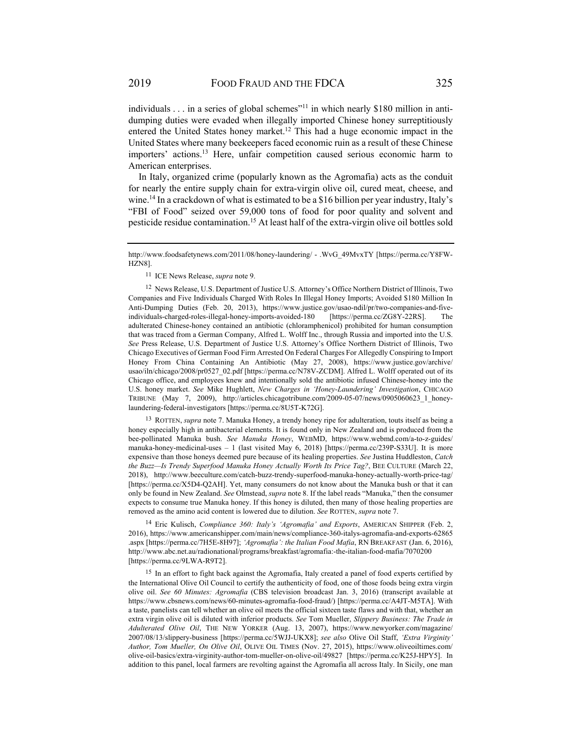individuals . . . in a series of global schemes"[11] in which nearly $180 million in anti-dumping duties were evaded when illegally imported Chinese honey surreptitiously entered the United States honey market.[12] This had a huge economic impact in the United States where many beekeepers faced economic ruin as a result of these Chinese importers' actions.[13] Here, unfair competition caused serious economic harm to American enterprises.

In Italy, organized crime (popularly known as the Agromafia) acts as the conduit for nearly the entire supply chain for extra-virgin olive oil, cured meat, cheese, and wine.[14] In a crackdown of what is estimated to be a $16 billion per year industry, Italy's "FBI of Food" seized over 59,000 tons of food for poor quality and solvent and pesticide residue contamination.[15] At least half of the extra-virgin olive oil bottles sold

---

http://www.foodsafetynews.com/2011/08/honey-laundering/ - .WvG_49MvxTY [https://perma.cc/Y8FW-HZN8].

[11] ICE News Release, *supra* note 9.

[12] News Release, U.S. Department of Justice U.S. Attorney's Office Northern District of Illinois, Two Companies and Five Individuals Charged With Roles In Illegal Honey Imports; Avoided $180 Million In Anti-Dumping Duties (Feb. 20, 2013), https://www.justice.gov/usao-ndil/pr/two-companies-and-five-individuals-charged-roles-illegal-honey-imports-avoided-180 [https://perma.cc/ZG8Y-22RS]. The adulterated Chinese-honey contained an antibiotic (chloramphenicol) prohibited for human consumption that was traced from a German Company, Alfred L. Wolff Inc., through Russia and imported into the U.S. *See* Press Release, U.S. Department of Justice U.S. Attorney's Office Northern District of Illinois, Two Chicago Executives of German Food Firm Arrested On Federal Charges For Allegedly Conspiring to Import Honey From China Containing An Antibiotic (May 27, 2008), https://www.justice.gov/archive/usao/iln/chicago/2008/pr0527_02.pdf [https://perma.cc/N78V-ZCDM]. Alfred L. Wolff operated out of its Chicago office, and employees knew and intentionally sold the antibiotic infused Chinese-honey into the U.S. honey market. *See* Mike Hughlett, *New Charges in 'Honey-Laundering' Investigation*, CHICAGO TRIBUNE (May 7, 2009), http://articles.chicagotribune.com/2009-05-07/news/0905060623_1_honey-laundering-federal-investigators [https://perma.cc/8U5T-K72G].

[13] ROTTEN, *supra* note 7. Manuka Honey, a trendy honey ripe for adulteration, touts itself as being a honey especially high in antibacterial elements. It is found only in New Zealand and is produced from the bee-pollinated Manuka bush. *See Manuka Honey*, WEBMD, https://www.webmd.com/a-to-z-guides/manuka-honey-medicinal-uses – 1 (last visited May 6, 2018) [https://perma.cc/239P-S33U]. It is more expensive than those honeys deemed pure because of its healing properties. *See* Justina Huddleston, *Catch the Buzz—Is Trendy Superfood Manuka Honey Actually Worth Its Price Tag?*, BEE CULTURE (March 22, 2018), http://www.beeculture.com/catch-buzz-trendy-superfood-manuka-honey-actually-worth-price-tag/ [https://perma.cc/X5D4-Q2AH]. Yet, many consumers do not know about the Manuka bush or that it can only be found in New Zealand. *See* Olmstead, *supra* note 8. If the label reads "Manuka," then the consumer expects to consume true Manuka honey. If this honey is diluted, then many of those healing properties are removed as the amino acid content is lowered due to dilution. *See* ROTTEN, *supra* note 7.

[14] Eric Kulisch, *Compliance 360: Italy's 'Agromafia' and Exports*, AMERICAN SHIPPER (Feb. 2, 2016), https://www.americanshipper.com/main/news/compliance-360-italys-agromafia-and-exports-62865.aspx [https://perma.cc/7H5E-8H97]; *'Agromafia': the Italian Food Mafia*, RN BREAKFAST (Jan. 6, 2016), http://www.abc.net.au/radionational/programs/breakfast/agromafia:-the-italian-food-mafia/7070200 [https://perma.cc/9LWA-R9T2].

[15] In an effort to fight back against the Agromafia, Italy created a panel of food experts certified by the International Olive Oil Council to certify the authenticity of food, one of those foods being extra virgin olive oil. *See 60 Minutes: Agromafia* (CBS television broadcast Jan. 3, 2016) (transcript available at https://www.cbsnews.com/news/60-minutes-agromafia-food-fraud/) [https://perma.cc/A4JT-M5TA]. With a taste, panelists can tell whether an olive oil meets the official sixteen taste flaws and with that, whether an extra virgin olive oil is diluted with inferior products. *See* Tom Mueller, *Slippery Business: The Trade in Adulterated Olive Oil*, THE NEW YORKER (Aug. 13, 2007), https://www.newyorker.com/magazine/2007/08/13/slippery-business [https://perma.cc/5WJJ-UKX8]; *see also* Olive Oil Staff, *'Extra Virginity' Author, Tom Mueller, On Olive Oil*, OLIVE OIL TIMES (Nov. 27, 2015), https://www.oliveoiltimes.com/olive-oil-basics/extra-virginity-author-tom-mueller-on-olive-oil/49827 [https://perma.cc/K25J-HPY5]. In addition to this panel, local farmers are revolting against the Agromafia all across Italy. In Sicily, one man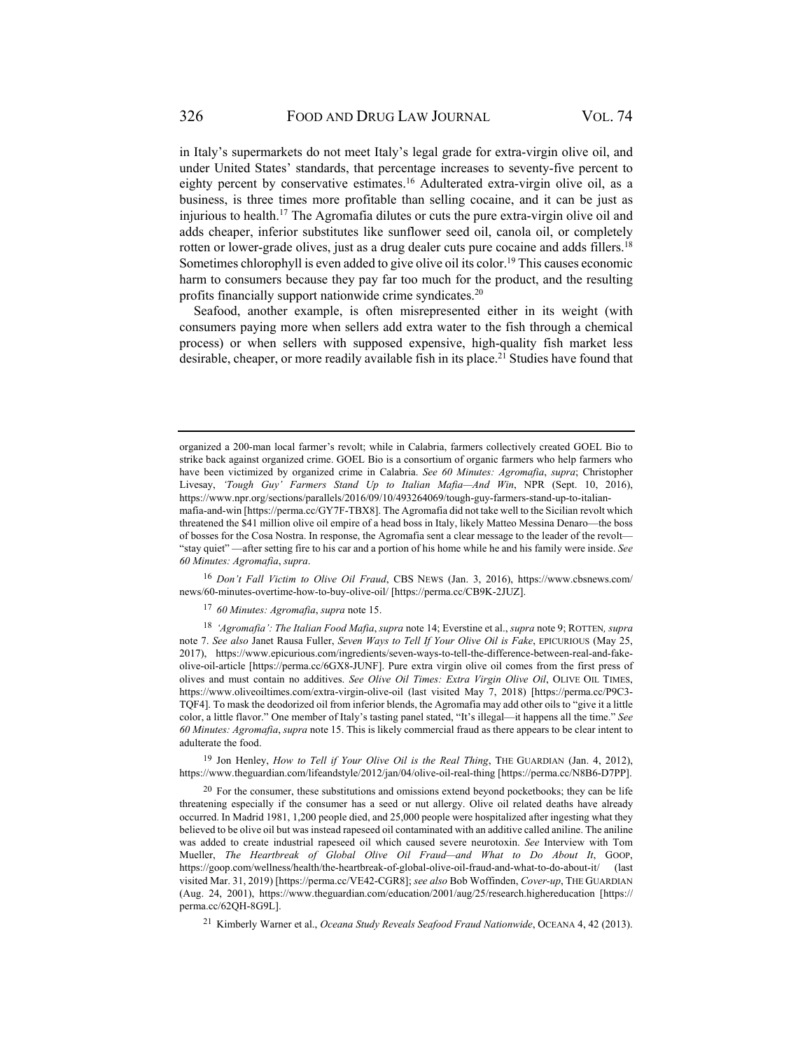in Italy's supermarkets do not meet Italy's legal grade for extra-virgin olive oil, and under United States' standards, that percentage increases to seventy-five percent to eighty percent by conservative estimates.[16] Adulterated extra-virgin olive oil, as a business, is three times more profitable than selling cocaine, and it can be just as injurious to health.[17] The Agromafia dilutes or cuts the pure extra-virgin olive oil and adds cheaper, inferior substitutes like sunflower seed oil, canola oil, or completely rotten or lower-grade olives, just as a drug dealer cuts pure cocaine and adds fillers.[18] Sometimes chlorophyll is even added to give olive oil its color.[19] This causes economic harm to consumers because they pay far too much for the product, and the resulting profits financially support nationwide crime syndicates.[20]

Seafood, another example, is often misrepresented either in its weight (with consumers paying more when sellers add extra water to the fish through a chemical process) or when sellers with supposed expensive, high-quality fish market less desirable, cheaper, or more readily available fish in its place.[21] Studies have found that

---

organized a 200-man local farmer's revolt; while in Calabria, farmers collectively created GOEL Bio to strike back against organized crime. GOEL Bio is a consortium of organic farmers who help farmers who have been victimized by organized crime in Calabria. *See 60 Minutes: Agromafia*, *supra*; Christopher Livesay, *'Tough Guy' Farmers Stand Up to Italian Mafia—And Win*, NPR (Sept. 10, 2016), https://www.npr.org/sections/parallels/2016/09/10/493264069/tough-guy-farmers-stand-up-to-italian-mafia-and-win [https://perma.cc/GY7F-TBX8]. The Agromafia did not take well to the Sicilian revolt which threatened the $41 million olive oil empire of a head boss in Italy, likely Matteo Messina Denaro—the boss of bosses for the Cosa Nostra. In response, the Agromafia sent a clear message to the leader of the revolt—"stay quiet" —after setting fire to his car and a portion of his home while he and his family were inside. *See 60 Minutes: Agromafia*, *supra*.

[16] *Don't Fall Victim to Olive Oil Fraud*, CBS NEWS (Jan. 3, 2016), https://www.cbsnews.com/news/60-minutes-overtime-how-to-buy-olive-oil/ [https://perma.cc/CB9K-2JUZ].

[17] *60 Minutes: Agromafia*, *supra* note 15.

[18] *'Agromafia': The Italian Food Mafia*, *supra* note 14; Everstine et al., *supra* note 9; ROTTEN, *supra* note 7. *See also* Janet Rausa Fuller, *Seven Ways to Tell If Your Olive Oil is Fake*, EPICURIOUS (May 25, 2017), https://www.epicurious.com/ingredients/seven-ways-to-tell-the-difference-between-real-and-fake-olive-oil-article [https://perma.cc/6GX8-JUNF]. Pure extra virgin olive oil comes from the first press of olives and must contain no additives. *See Olive Oil Times: Extra Virgin Olive Oil*, OLIVE OIL TIMES, https://www.oliveoiltimes.com/extra-virgin-olive-oil (last visited May 7, 2018) [https://perma.cc/P9C3-TQF4]. To mask the deodorized oil from inferior blends, the Agromafia may add other oils to "give it a little color, a little flavor." One member of Italy's tasting panel stated, "It's illegal—it happens all the time." *See 60 Minutes: Agromafia*, *supra* note 15. This is likely commercial fraud as there appears to be clear intent to adulterate the food.

[19] Jon Henley, *How to Tell if Your Olive Oil is the Real Thing*, THE GUARDIAN (Jan. 4, 2012), https://www.theguardian.com/lifeandstyle/2012/jan/04/olive-oil-real-thing [https://perma.cc/N8B6-D7PP].

[20] For the consumer, these substitutions and omissions extend beyond pocketbooks; they can be life threatening especially if the consumer has a seed or nut allergy. Olive oil related deaths have already occurred. In Madrid 1981, 1,200 people died, and 25,000 people were hospitalized after ingesting what they believed to be olive oil but was instead rapeseed oil contaminated with an additive called aniline. The aniline was added to create industrial rapeseed oil which caused severe neurotoxin. *See* Interview with Tom Mueller, *The Heartbreak of Global Olive Oil Fraud—and What to Do About It*, GOOP, https://goop.com/wellness/health/the-heartbreak-of-global-olive-oil-fraud-and-what-to-do-about-it/ (last visited Mar. 31, 2019) [https://perma.cc/VE42-CGR8]; *see also* Bob Woffinden, *Cover-up*, THE GUARDIAN (Aug. 24, 2001), https://www.theguardian.com/education/2001/aug/25/research.highereducation [https://perma.cc/62QH-8G9L].

[21] Kimberly Warner et al., *Oceana Study Reveals Seafood Fraud Nationwide*, OCEANA 4, 42 (2013).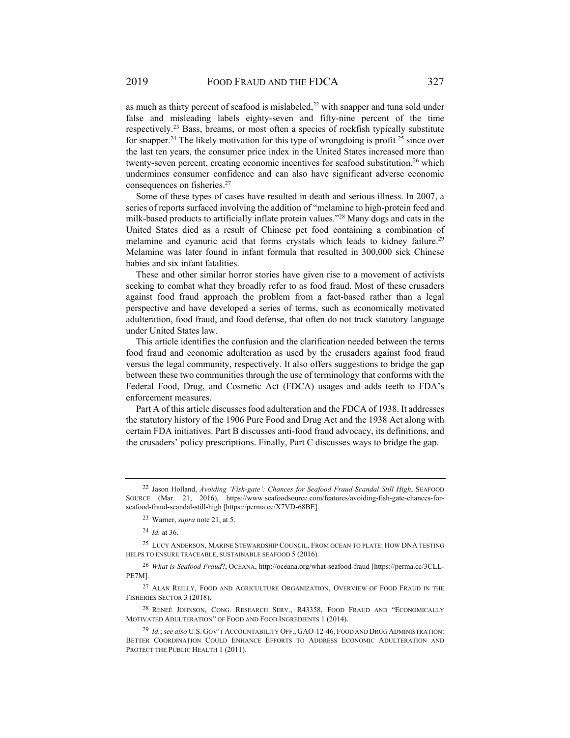as much as thirty percent of seafood is mislabeled,[22] with snapper and tuna sold under false and misleading labels eighty-seven and fifty-nine percent of the time respectively.[23] Bass, breams, or most often a species of rockfish typically substitute for snapper.[24] The likely motivation for this type of wrongdoing is profit [25] since over the last ten years, the consumer price index in the United States increased more than twenty-seven percent, creating economic incentives for seafood substitution,[26] which undermines consumer confidence and can also have significant adverse economic consequences on fisheries.[27]

Some of these types of cases have resulted in death and serious illness. In 2007, a series of reports surfaced involving the addition of "melamine to high-protein feed and milk-based products to artificially inflate protein values."[28] Many dogs and cats in the United States died as a result of Chinese pet food containing a combination of melamine and cyanuric acid that forms crystals which leads to kidney failure.[29] Melamine was later found in infant formula that resulted in 300,000 sick Chinese babies and six infant fatalities.

These and other similar horror stories have given rise to a movement of activists seeking to combat what they broadly refer to as food fraud. Most of these crusaders against food fraud approach the problem from a fact-based rather than a legal perspective and have developed a series of terms, such as economically motivated adulteration, food fraud, and food defense, that often do not track statutory language under United States law.

This article identifies the confusion and the clarification needed between the terms food fraud and economic adulteration as used by the crusaders against food fraud versus the legal community, respectively. It also offers suggestions to bridge the gap between these two communities through the use of terminology that conforms with the Federal Food, Drug, and Cosmetic Act (FDCA) usages and adds teeth to FDA's enforcement measures.

Part A of this article discusses food adulteration and the FDCA of 1938. It addresses the statutory history of the 1906 Pure Food and Drug Act and the 1938 Act along with certain FDA initiatives. Part B discusses anti-food fraud advocacy, its definitions, and the crusaders' policy prescriptions. Finally, Part C discusses ways to bridge the gap.

---

[22] Jason Holland, *Avoiding 'Fish-gate': Chances for Seafood Fraud Scandal Still High*, SEAFOOD SOURCE (Mar. 21, 2016), https://www.seafoodsource.com/features/avoiding-fish-gate-chances-for-seafood-fraud-scandal-still-high [https://perma.cc/X7VD-68BE].

[23] Warner, *supra* note 21, at 5.

[24] *Id.* at 36.

[25] LUCY ANDERSON, MARINE STEWARDSHIP COUNCIL, FROM OCEAN TO PLATE: HOW DNA TESTING HELPS TO ENSURE TRACEABLE, SUSTAINABLE SEAFOOD 5 (2016).

[26] *What is Seafood Fraud*?, OCEANA, http://oceana.org/what-seafood-fraud [https://perma.cc/3CLL-PE7M].

[27] ALAN REILLY, FOOD AND AGRICULTURE ORGANIZATION, OVERVIEW OF FOOD FRAUD IN THE FISHERIES SECTOR 3 (2018).

[28] RENEÉ JOHNSON, CONG. RESEARCH SERV., R43358, FOOD FRAUD AND "ECONOMICALLY MOTIVATED ADULTERATION" OF FOOD AND FOOD INGREDIENTS 1 (2014).

[29] *Id.*; *see also* U.S. GOV'T ACCOUNTABILITY OFF., GAO-12-46, FOOD AND DRUG ADMINISTRATION: BETTER COORDINATION COULD ENHANCE EFFORTS TO ADDRESS ECONOMIC ADULTERATION AND PROTECT THE PUBLIC HEALTH 1 (2011).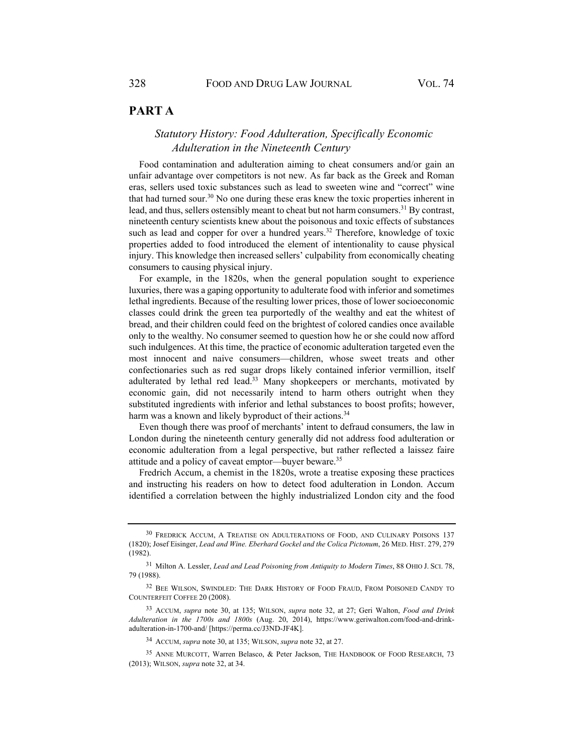## PART A

### *Statutory History: Food Adulteration, Specifically Economic Adulteration in the Nineteenth Century*

Food contamination and adulteration aiming to cheat consumers and/or gain an unfair advantage over competitors is not new. As far back as the Greek and Roman eras, sellers used toxic substances such as lead to sweeten wine and "correct" wine that had turned sour.[30] No one during these eras knew the toxic properties inherent in lead, and thus, sellers ostensibly meant to cheat but not harm consumers.[31] By contrast, nineteenth century scientists knew about the poisonous and toxic effects of substances such as lead and copper for over a hundred years.[32] Therefore, knowledge of toxic properties added to food introduced the element of intentionality to cause physical injury. This knowledge then increased sellers' culpability from economically cheating consumers to causing physical injury.

For example, in the 1820s, when the general population sought to experience luxuries, there was a gaping opportunity to adulterate food with inferior and sometimes lethal ingredients. Because of the resulting lower prices, those of lower socioeconomic classes could drink the green tea purportedly of the wealthy and eat the whitest of bread, and their children could feed on the brightest of colored candies once available only to the wealthy. No consumer seemed to question how he or she could now afford such indulgences. At this time, the practice of economic adulteration targeted even the most innocent and naive consumers—children, whose sweet treats and other confectionaries such as red sugar drops likely contained inferior vermillion, itself adulterated by lethal red lead.[33] Many shopkeepers or merchants, motivated by economic gain, did not necessarily intend to harm others outright when they substituted ingredients with inferior and lethal substances to boost profits; however, harm was a known and likely byproduct of their actions.[34]

Even though there was proof of merchants' intent to defraud consumers, the law in London during the nineteenth century generally did not address food adulteration or economic adulteration from a legal perspective, but rather reflected a laissez faire attitude and a policy of caveat emptor—buyer beware.[35]

Fredrich Accum, a chemist in the 1820s, wrote a treatise exposing these practices and instructing his readers on how to detect food adulteration in London. Accum identified a correlation between the highly industrialized London city and the food

---

[30] FREDRICK ACCUM, A TREATISE ON ADULTERATIONS OF FOOD, AND CULINARY POISONS 137 (1820); Josef Eisinger, *Lead and Wine. Eberhard Gockel and the Colica Pictonum*, 26 MED. HIST. 279, 279 (1982).

[31] Milton A. Lessler, *Lead and Lead Poisoning from Antiquity to Modern Times*, 88 OHIO J. SCI. 78, 79 (1988).

[32] BEE WILSON, SWINDLED: THE DARK HISTORY OF FOOD FRAUD, FROM POISONED CANDY TO COUNTERFEIT COFFEE 20 (2008).

[33] ACCUM, *supra* note 30, at 135; WILSON, *supra* note 32, at 27; Geri Walton, *Food and Drink Adulteration in the 1700s and 1800s* (Aug. 20, 2014), https://www.geriwalton.com/food-and-drink-adulteration-in-1700-and/ [https://perma.cc/J3ND-JF4K].

[34] ACCUM, *supra* note 30, at 135; WILSON, *supra* note 32, at 27.

[35] ANNE MURCOTT, Warren Belasco, & Peter Jackson, THE HANDBOOK OF FOOD RESEARCH, 73 (2013); WILSON, *supra* note 32, at 34.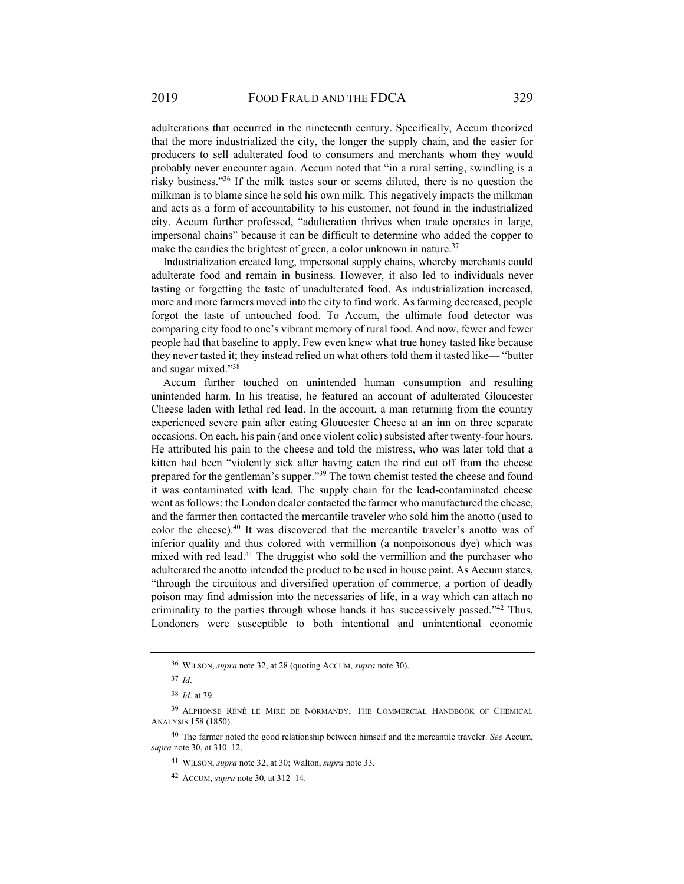adulterations that occurred in the nineteenth century. Specifically, Accum theorized that the more industrialized the city, the longer the supply chain, and the easier for producers to sell adulterated food to consumers and merchants whom they would probably never encounter again. Accum noted that "in a rural setting, swindling is a risky business."[36] If the milk tastes sour or seems diluted, there is no question the milkman is to blame since he sold his own milk. This negatively impacts the milkman and acts as a form of accountability to his customer, not found in the industrialized city. Accum further professed, "adulteration thrives when trade operates in large, impersonal chains" because it can be difficult to determine who added the copper to make the candies the brightest of green, a color unknown in nature.[37]

Industrialization created long, impersonal supply chains, whereby merchants could adulterate food and remain in business. However, it also led to individuals never tasting or forgetting the taste of unadulterated food. As industrialization increased, more and more farmers moved into the city to find work. As farming decreased, people forgot the taste of untouched food. To Accum, the ultimate food detector was comparing city food to one's vibrant memory of rural food. And now, fewer and fewer people had that baseline to apply. Few even knew what true honey tasted like because they never tasted it; they instead relied on what others told them it tasted like— "butter and sugar mixed."[38]

Accum further touched on unintended human consumption and resulting unintended harm. In his treatise, he featured an account of adulterated Gloucester Cheese laden with lethal red lead. In the account, a man returning from the country experienced severe pain after eating Gloucester Cheese at an inn on three separate occasions. On each, his pain (and once violent colic) subsisted after twenty-four hours. He attributed his pain to the cheese and told the mistress, who was later told that a kitten had been "violently sick after having eaten the rind cut off from the cheese prepared for the gentleman's supper."[39] The town chemist tested the cheese and found it was contaminated with lead. The supply chain for the lead-contaminated cheese went as follows: the London dealer contacted the farmer who manufactured the cheese, and the farmer then contacted the mercantile traveler who sold him the anotto (used to color the cheese).[40] It was discovered that the mercantile traveler's anotto was of inferior quality and thus colored with vermillion (a nonpoisonous dye) which was mixed with red lead.[41] The druggist who sold the vermillion and the purchaser who adulterated the anotto intended the product to be used in house paint. As Accum states, "through the circuitous and diversified operation of commerce, a portion of deadly poison may find admission into the necessaries of life, in a way which can attach no criminality to the parties through whose hands it has successively passed."[42] Thus, Londoners were susceptible to both intentional and unintentional economic

---

[36] WILSON, *supra* note 32, at 28 (quoting ACCUM, *supra* note 30).

[37] *Id*.

[38] *Id*. at 39.

[39] ALPHONSE RENÉ LE MIRE DE NORMANDY, THE COMMERCIAL HANDBOOK OF CHEMICAL ANALYSIS 158 (1850).

[40] The farmer noted the good relationship between himself and the mercantile traveler. *See* Accum, *supra* note 30, at 310–12.

[41] WILSON, *supra* note 32, at 30; Walton, *supra* note 33.

[42] ACCUM, *supra* note 30, at 312–14.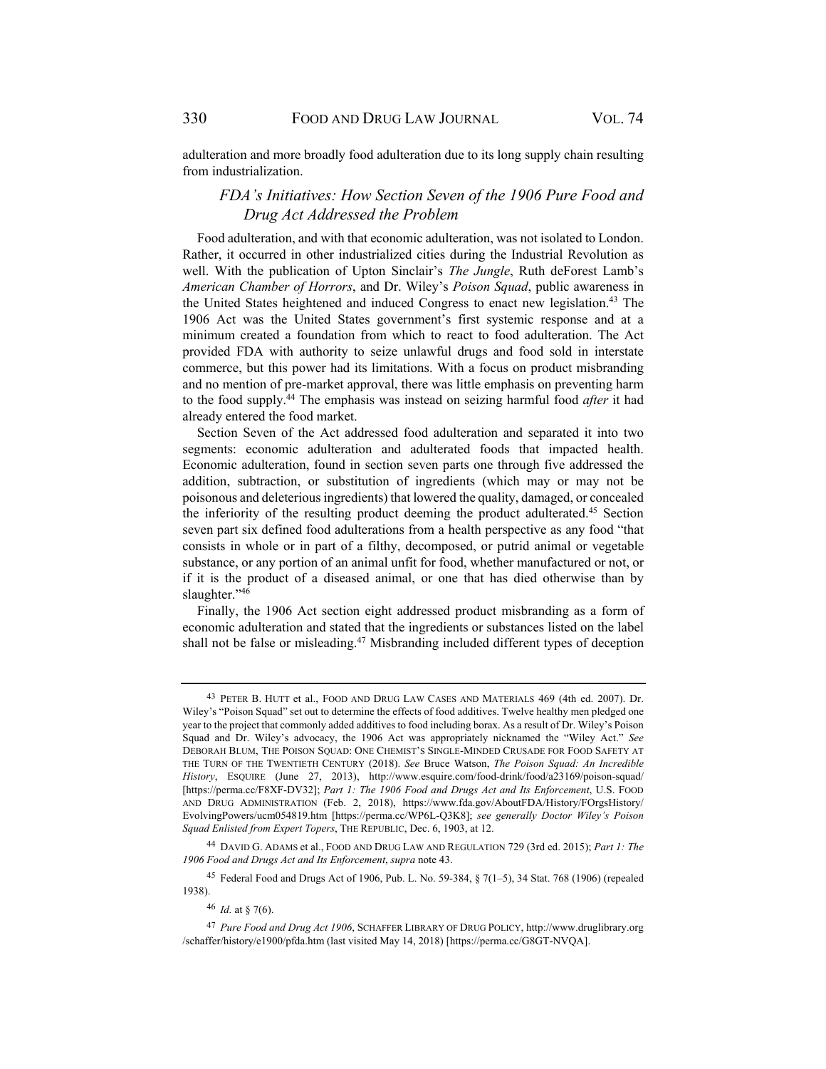adulteration and more broadly food adulteration due to its long supply chain resulting from industrialization.

### *FDA's Initiatives: How Section Seven of the 1906 Pure Food and Drug Act Addressed the Problem*

Food adulteration, and with that economic adulteration, was not isolated to London. Rather, it occurred in other industrialized cities during the Industrial Revolution as well. With the publication of Upton Sinclair's *The Jungle*, Ruth deForest Lamb's *American Chamber of Horrors*, and Dr. Wiley's *Poison Squad*, public awareness in the United States heightened and induced Congress to enact new legislation.[43] The 1906 Act was the United States government's first systemic response and at a minimum created a foundation from which to react to food adulteration. The Act provided FDA with authority to seize unlawful drugs and food sold in interstate commerce, but this power had its limitations. With a focus on product misbranding and no mention of pre-market approval, there was little emphasis on preventing harm to the food supply.[44] The emphasis was instead on seizing harmful food *after* it had already entered the food market.

Section Seven of the Act addressed food adulteration and separated it into two segments: economic adulteration and adulterated foods that impacted health. Economic adulteration, found in section seven parts one through five addressed the addition, subtraction, or substitution of ingredients (which may or may not be poisonous and deleterious ingredients) that lowered the quality, damaged, or concealed the inferiority of the resulting product deeming the product adulterated.[45] Section seven part six defined food adulterations from a health perspective as any food "that consists in whole or in part of a filthy, decomposed, or putrid animal or vegetable substance, or any portion of an animal unfit for food, whether manufactured or not, or if it is the product of a diseased animal, or one that has died otherwise than by slaughter."[46]

Finally, the 1906 Act section eight addressed product misbranding as a form of economic adulteration and stated that the ingredients or substances listed on the label shall not be false or misleading.[47] Misbranding included different types of deception

---

[43] PETER B. HUTT et al., FOOD AND DRUG LAW CASES AND MATERIALS 469 (4th ed. 2007). Dr. Wiley's "Poison Squad" set out to determine the effects of food additives. Twelve healthy men pledged one year to the project that commonly added additives to food including borax. As a result of Dr. Wiley's Poison Squad and Dr. Wiley's advocacy, the 1906 Act was appropriately nicknamed the "Wiley Act." *See* DEBORAH BLUM, THE POISON SQUAD: ONE CHEMIST'S SINGLE-MINDED CRUSADE FOR FOOD SAFETY AT THE TURN OF THE TWENTIETH CENTURY (2018). *See* Bruce Watson, *The Poison Squad: An Incredible History*, ESQUIRE (June 27, 2013), http://www.esquire.com/food-drink/food/a23169/poison-squad/ [https://perma.cc/F8XF-DV32]; *Part 1: The 1906 Food and Drugs Act and Its Enforcement*, U.S. FOOD AND DRUG ADMINISTRATION (Feb. 2, 2018), https://www.fda.gov/AboutFDA/History/FOrgsHistory/EvolvingPowers/ucm054819.htm [https://perma.cc/WP6L-Q3K8]; *see generally Doctor Wiley's Poison Squad Enlisted from Expert Topers*, THE REPUBLIC, Dec. 6, 1903, at 12.

[44] DAVID G. ADAMS et al., FOOD AND DRUG LAW AND REGULATION 729 (3rd ed. 2015); *Part 1: The 1906 Food and Drugs Act and Its Enforcement*, *supra* note 43.

[45] Federal Food and Drugs Act of 1906, Pub. L. No. 59-384, § 7(1–5), 34 Stat. 768 (1906) (repealed 1938).

[46] *Id.* at § 7(6).

[47] *Pure Food and Drug Act 1906*, SCHAFFER LIBRARY OF DRUG POLICY, http://www.druglibrary.org/schaffer/history/e1900/pfda.htm (last visited May 14, 2018) [https://perma.cc/G8GT-NVQA].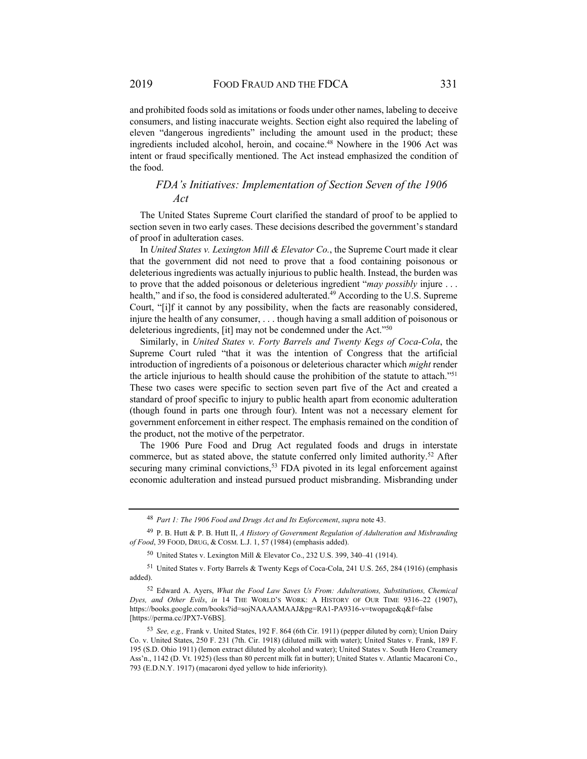and prohibited foods sold as imitations or foods under other names, labeling to deceive consumers, and listing inaccurate weights. Section eight also required the labeling of eleven "dangerous ingredients" including the amount used in the product; these ingredients included alcohol, heroin, and cocaine.[48] Nowhere in the 1906 Act was intent or fraud specifically mentioned. The Act instead emphasized the condition of the food.

### *FDA's Initiatives: Implementation of Section Seven of the 1906 Act*

The United States Supreme Court clarified the standard of proof to be applied to section seven in two early cases. These decisions described the government's standard of proof in adulteration cases.

In *United States v. Lexington Mill & Elevator Co.*, the Supreme Court made it clear that the government did not need to prove that a food containing poisonous or deleterious ingredients was actually injurious to public health. Instead, the burden was to prove that the added poisonous or deleterious ingredient "*may possibly* injure . . . health," and if so, the food is considered adulterated.[49] According to the U.S. Supreme Court, "[i]f it cannot by any possibility, when the facts are reasonably considered, injure the health of any consumer, . . . though having a small addition of poisonous or deleterious ingredients, [it] may not be condemned under the Act."[50]

Similarly, in *United States v. Forty Barrels and Twenty Kegs of Coca-Cola*, the Supreme Court ruled "that it was the intention of Congress that the artificial introduction of ingredients of a poisonous or deleterious character which *might* render the article injurious to health should cause the prohibition of the statute to attach."[51] These two cases were specific to section seven part five of the Act and created a standard of proof specific to injury to public health apart from economic adulteration (though found in parts one through four). Intent was not a necessary element for government enforcement in either respect. The emphasis remained on the condition of the product, not the motive of the perpetrator.

The 1906 Pure Food and Drug Act regulated foods and drugs in interstate commerce, but as stated above, the statute conferred only limited authority.[52] After securing many criminal convictions,[53] FDA pivoted in its legal enforcement against economic adulteration and instead pursued product misbranding. Misbranding under

---

[48] *Part 1: The 1906 Food and Drugs Act and Its Enforcement*, *supra* note 43.

[49] P. B. Hutt & P. B. Hutt II, *A History of Government Regulation of Adulteration and Misbranding of Food*, 39 FOOD, DRUG, & COSM. L.J. 1, 57 (1984) (emphasis added).

[50] United States v. Lexington Mill & Elevator Co., 232 U.S. 399, 340–41 (1914).

[51] United States v. Forty Barrels & Twenty Kegs of Coca-Cola, 241 U.S. 265, 284 (1916) (emphasis added).

[52] Edward A. Ayers, *What the Food Law Saves Us From: Adulterations, Substitutions, Chemical Dyes, and Other Evils*, *in* 14 THE WORLD'S WORK: A HISTORY OF OUR TIME 9316–22 (1907), https://books.google.com/books?id=sojNAAAAMAAJ&pg=RA1-PA9316-v=twopage&q&f=false [https://perma.cc/JPX7-V6BS].

[53] *See, e.g.,* Frank v. United States, 192 F. 864 (6th Cir. 1911) (pepper diluted by corn); Union Dairy Co. v. United States, 250 F. 231 (7th. Cir. 1918) (diluted milk with water); United States v. Frank, 189 F. 195 (S.D. Ohio 1911) (lemon extract diluted by alcohol and water); United States v. South Hero Creamery Ass'n., 1142 (D. Vt. 1925) (less than 80 percent milk fat in butter); United States v. Atlantic Macaroni Co., 793 (E.D.N.Y. 1917) (macaroni dyed yellow to hide inferiority).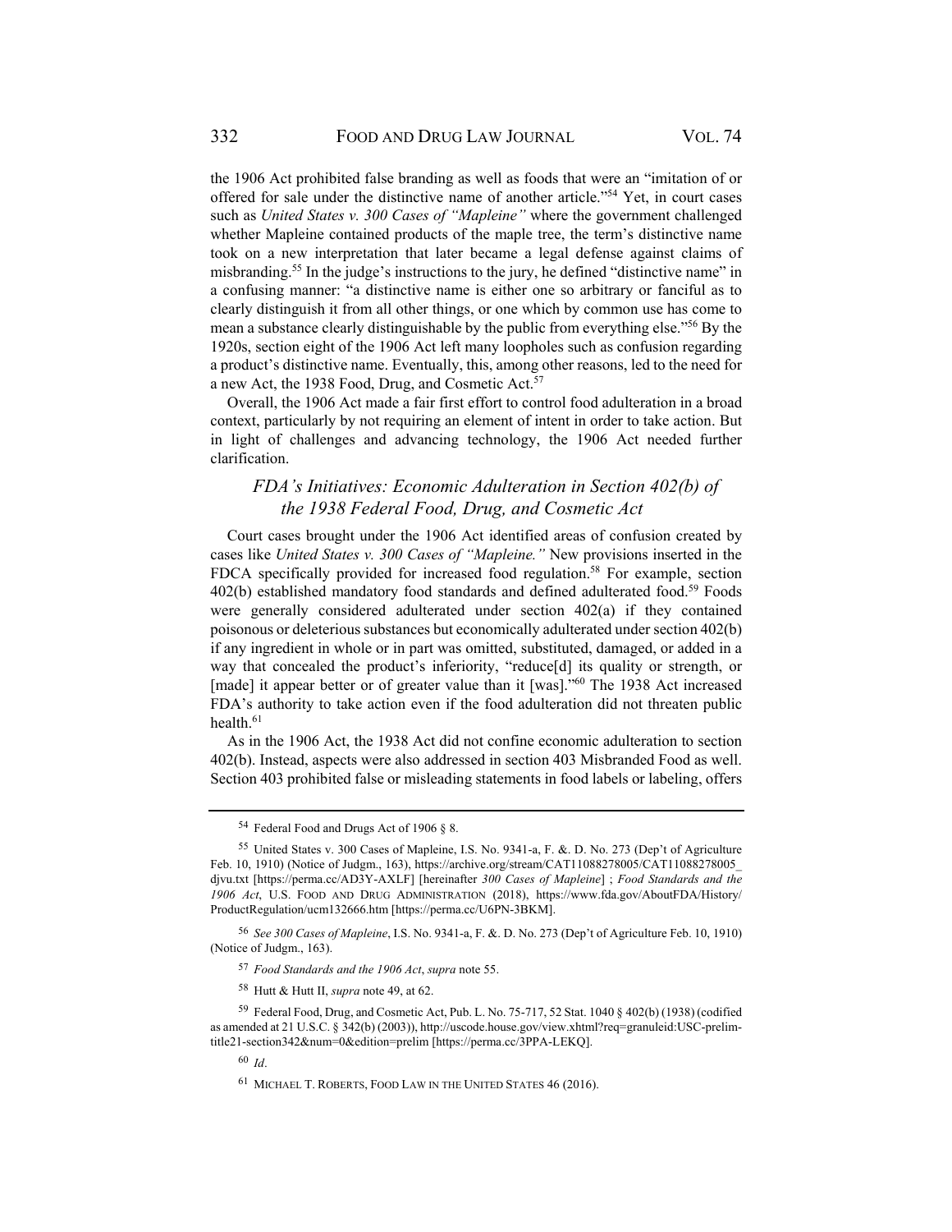the 1906 Act prohibited false branding as well as foods that were an "imitation of or offered for sale under the distinctive name of another article."[54] Yet, in court cases such as *United States v. 300 Cases of "Mapleine"* where the government challenged whether Mapleine contained products of the maple tree, the term's distinctive name took on a new interpretation that later became a legal defense against claims of misbranding.[55] In the judge's instructions to the jury, he defined "distinctive name" in a confusing manner: "a distinctive name is either one so arbitrary or fanciful as to clearly distinguish it from all other things, or one which by common use has come to mean a substance clearly distinguishable by the public from everything else."[56] By the 1920s, section eight of the 1906 Act left many loopholes such as confusion regarding a product's distinctive name. Eventually, this, among other reasons, led to the need for a new Act, the 1938 Food, Drug, and Cosmetic Act.[57]

Overall, the 1906 Act made a fair first effort to control food adulteration in a broad context, particularly by not requiring an element of intent in order to take action. But in light of challenges and advancing technology, the 1906 Act needed further clarification.

### *FDA's Initiatives: Economic Adulteration in Section 402(b) of the 1938 Federal Food, Drug, and Cosmetic Act*

Court cases brought under the 1906 Act identified areas of confusion created by cases like *United States v. 300 Cases of "Mapleine."* New provisions inserted in the FDCA specifically provided for increased food regulation.[58] For example, section 402(b) established mandatory food standards and defined adulterated food.[59] Foods were generally considered adulterated under section 402(a) if they contained poisonous or deleterious substances but economically adulterated under section 402(b) if any ingredient in whole or in part was omitted, substituted, damaged, or added in a way that concealed the product's inferiority, "reduce[d] its quality or strength, or [made] it appear better or of greater value than it [was]."[60] The 1938 Act increased FDA's authority to take action even if the food adulteration did not threaten public health.[61]

As in the 1906 Act, the 1938 Act did not confine economic adulteration to section 402(b). Instead, aspects were also addressed in section 403 Misbranded Food as well. Section 403 prohibited false or misleading statements in food labels or labeling, offers

---

[54] Federal Food and Drugs Act of 1906 § 8.

[55] United States v. 300 Cases of Mapleine, I.S. No. 9341-a, F. &. D. No. 273 (Dep't of Agriculture Feb. 10, 1910) (Notice of Judgm., 163), https://archive.org/stream/CAT11088278005/CAT11088278005_djvu.txt [https://perma.cc/AD3Y-AXLF] [hereinafter *300 Cases of Mapleine*] ; *Food Standards and the 1906 Act*, U.S. FOOD AND DRUG ADMINISTRATION (2018), https://www.fda.gov/AboutFDA/History/ProductRegulation/ucm132666.htm [https://perma.cc/U6PN-3BKM].

[56] *See 300 Cases of Mapleine*, I.S. No. 9341-a, F. &. D. No. 273 (Dep't of Agriculture Feb. 10, 1910) (Notice of Judgm., 163).

[57] *Food Standards and the 1906 Act*, *supra* note 55.

[58] Hutt & Hutt II, *supra* note 49, at 62.

[59] Federal Food, Drug, and Cosmetic Act, Pub. L. No. 75-717, 52 Stat. 1040 § 402(b) (1938) (codified as amended at 21 U.S.C. § 342(b) (2003)), http://uscode.house.gov/view.xhtml?req=granuleid:USC-prelim-title21-section342&num=0&edition=prelim [https://perma.cc/3PPA-LEKQ].

[60] *Id*.

[61] MICHAEL T. ROBERTS, FOOD LAW IN THE UNITED STATES 46 (2016).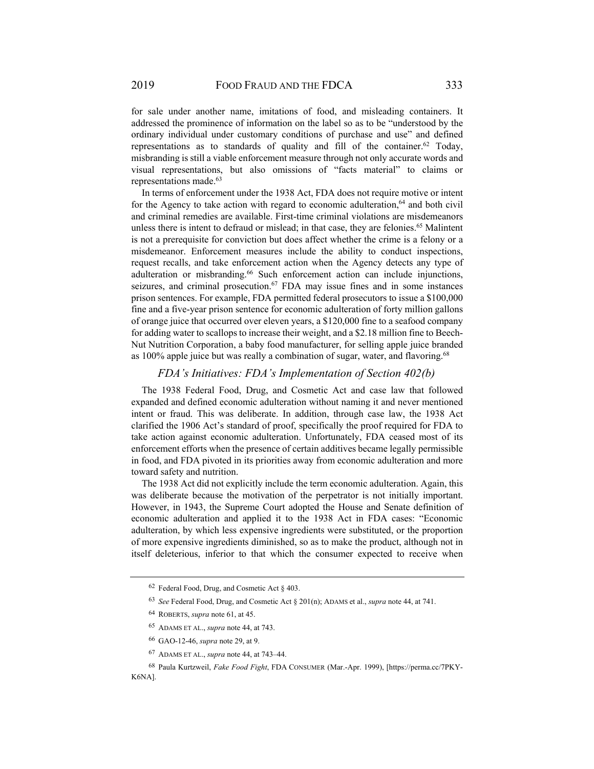for sale under another name, imitations of food, and misleading containers. It addressed the prominence of information on the label so as to be "understood by the ordinary individual under customary conditions of purchase and use" and defined representations as to standards of quality and fill of the container.[62] Today, misbranding is still a viable enforcement measure through not only accurate words and visual representations, but also omissions of "facts material" to claims or representations made.[63]

In terms of enforcement under the 1938 Act, FDA does not require motive or intent for the Agency to take action with regard to economic adulteration,[64] and both civil and criminal remedies are available. First-time criminal violations are misdemeanors unless there is intent to defraud or mislead; in that case, they are felonies.[65] Malintent is not a prerequisite for conviction but does affect whether the crime is a felony or a misdemeanor. Enforcement measures include the ability to conduct inspections, request recalls, and take enforcement action when the Agency detects any type of adulteration or misbranding.[66] Such enforcement action can include injunctions, seizures, and criminal prosecution.[67] FDA may issue fines and in some instances prison sentences. For example, FDA permitted federal prosecutors to issue a $100,000 fine and a five-year prison sentence for economic adulteration of forty million gallons of orange juice that occurred over eleven years, a $120,000 fine to a seafood company for adding water to scallops to increase their weight, and a $2.18 million fine to Beech-Nut Nutrition Corporation, a baby food manufacturer, for selling apple juice branded as 100% apple juice but was really a combination of sugar, water, and flavoring.[68]

### *FDA's Initiatives: FDA's Implementation of Section 402(b)*

The 1938 Federal Food, Drug, and Cosmetic Act and case law that followed expanded and defined economic adulteration without naming it and never mentioned intent or fraud. This was deliberate. In addition, through case law, the 1938 Act clarified the 1906 Act's standard of proof, specifically the proof required for FDA to take action against economic adulteration. Unfortunately, FDA ceased most of its enforcement efforts when the presence of certain additives became legally permissible in food, and FDA pivoted in its priorities away from economic adulteration and more toward safety and nutrition.

The 1938 Act did not explicitly include the term economic adulteration. Again, this was deliberate because the motivation of the perpetrator is not initially important. However, in 1943, the Supreme Court adopted the House and Senate definition of economic adulteration and applied it to the 1938 Act in FDA cases: "Economic adulteration, by which less expensive ingredients were substituted, or the proportion of more expensive ingredients diminished, so as to make the product, although not in itself deleterious, inferior to that which the consumer expected to receive when

---

[62] Federal Food, Drug, and Cosmetic Act § 403.

[63] *See* Federal Food, Drug, and Cosmetic Act § 201(n); ADAMS et al., *supra* note 44, at 741.

[64] ROBERTS, *supra* note 61, at 45.

[65] ADAMS ET AL., *supra* note 44, at 743.

[66] GAO-12-46, *supra* note 29, at 9.

[67] ADAMS ET AL., *supra* note 44, at 743–44.

[68] Paula Kurtzweil, *Fake Food Fight*, FDA CONSUMER (Mar.-Apr. 1999), [https://perma.cc/7PKY-K6NA].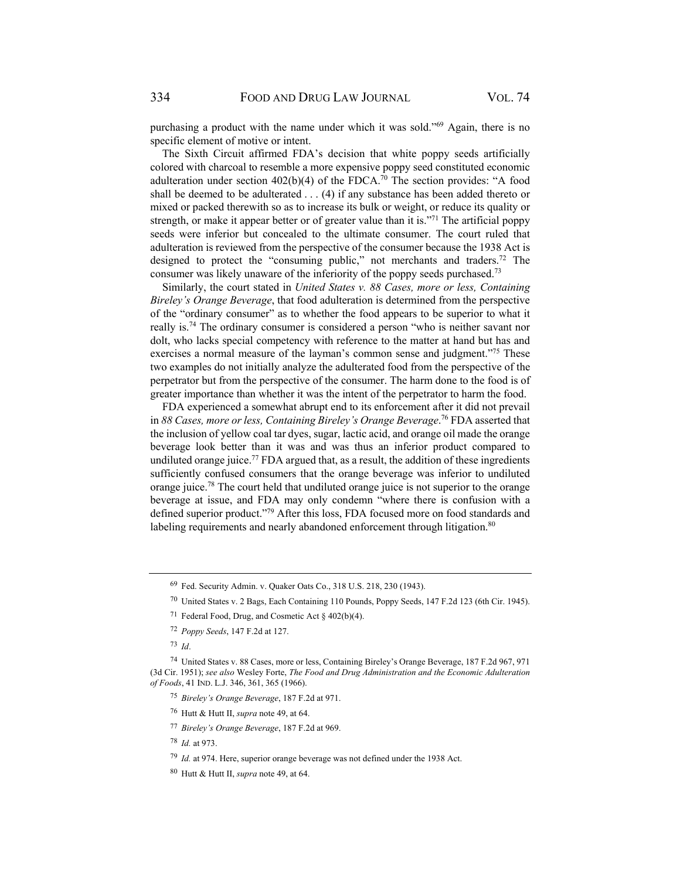purchasing a product with the name under which it was sold."[69] Again, there is no specific element of motive or intent.

The Sixth Circuit affirmed FDA's decision that white poppy seeds artificially colored with charcoal to resemble a more expensive poppy seed constituted economic adulteration under section 402(b)(4) of the FDCA.[70] The section provides: "A food shall be deemed to be adulterated . . . (4) if any substance has been added thereto or mixed or packed therewith so as to increase its bulk or weight, or reduce its quality or strength, or make it appear better or of greater value than it is."[71] The artificial poppy seeds were inferior but concealed to the ultimate consumer. The court ruled that adulteration is reviewed from the perspective of the consumer because the 1938 Act is designed to protect the "consuming public," not merchants and traders.[72] The consumer was likely unaware of the inferiority of the poppy seeds purchased.[73]

Similarly, the court stated in *United States v. 88 Cases, more or less, Containing Bireley's Orange Beverage*, that food adulteration is determined from the perspective of the "ordinary consumer" as to whether the food appears to be superior to what it really is.[74] The ordinary consumer is considered a person "who is neither savant nor dolt, who lacks special competency with reference to the matter at hand but has and exercises a normal measure of the layman's common sense and judgment."[75] These two examples do not initially analyze the adulterated food from the perspective of the perpetrator but from the perspective of the consumer. The harm done to the food is of greater importance than whether it was the intent of the perpetrator to harm the food.

FDA experienced a somewhat abrupt end to its enforcement after it did not prevail in *88 Cases, more or less, Containing Bireley's Orange Beverage*.[76] FDA asserted that the inclusion of yellow coal tar dyes, sugar, lactic acid, and orange oil made the orange beverage look better than it was and was thus an inferior product compared to undiluted orange juice.[77] FDA argued that, as a result, the addition of these ingredients sufficiently confused consumers that the orange beverage was inferior to undiluted orange juice.[78] The court held that undiluted orange juice is not superior to the orange beverage at issue, and FDA may only condemn "where there is confusion with a defined superior product."[79] After this loss, FDA focused more on food standards and labeling requirements and nearly abandoned enforcement through litigation.[80]

---

[69] Fed. Security Admin. v. Quaker Oats Co., 318 U.S. 218, 230 (1943).

[70] United States v. 2 Bags, Each Containing 110 Pounds, Poppy Seeds, 147 F.2d 123 (6th Cir. 1945).

[71] Federal Food, Drug, and Cosmetic Act § 402(b)(4).

[72] *Poppy Seeds*, 147 F.2d at 127.

[73] *Id*.

[74] United States v. 88 Cases, more or less, Containing Bireley's Orange Beverage, 187 F.2d 967, 971 (3d Cir. 1951); *see also* Wesley Forte, *The Food and Drug Administration and the Economic Adulteration of Foods*, 41 IND. L.J. 346, 361, 365 (1966).

[75] *Bireley's Orange Beverage*, 187 F.2d at 971.

[76] Hutt & Hutt II, *supra* note 49, at 64.

[77] *Bireley's Orange Beverage*, 187 F.2d at 969.

[78] *Id.* at 973.

[79] *Id.* at 974. Here, superior orange beverage was not defined under the 1938 Act.

[80] Hutt & Hutt II, *supra* note 49, at 64.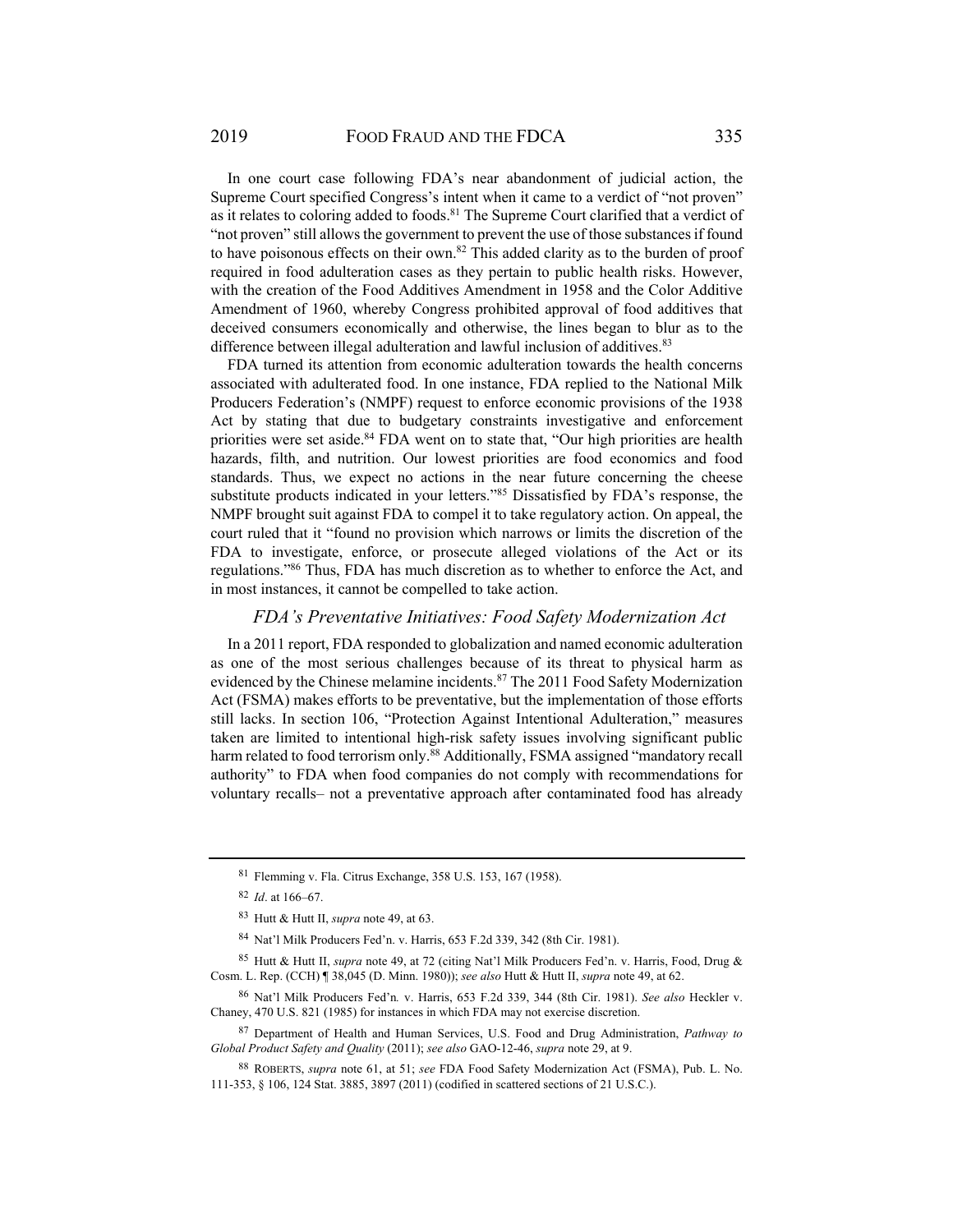In one court case following FDA's near abandonment of judicial action, the Supreme Court specified Congress's intent when it came to a verdict of "not proven" as it relates to coloring added to foods.[81] The Supreme Court clarified that a verdict of "not proven" still allows the government to prevent the use of those substances if found to have poisonous effects on their own.[82] This added clarity as to the burden of proof required in food adulteration cases as they pertain to public health risks. However, with the creation of the Food Additives Amendment in 1958 and the Color Additive Amendment of 1960, whereby Congress prohibited approval of food additives that deceived consumers economically and otherwise, the lines began to blur as to the difference between illegal adulteration and lawful inclusion of additives.[83]

FDA turned its attention from economic adulteration towards the health concerns associated with adulterated food. In one instance, FDA replied to the National Milk Producers Federation's (NMPF) request to enforce economic provisions of the 1938 Act by stating that due to budgetary constraints investigative and enforcement priorities were set aside.[84] FDA went on to state that, "Our high priorities are health hazards, filth, and nutrition. Our lowest priorities are food economics and food standards. Thus, we expect no actions in the near future concerning the cheese substitute products indicated in your letters."[85] Dissatisfied by FDA's response, the NMPF brought suit against FDA to compel it to take regulatory action. On appeal, the court ruled that it "found no provision which narrows or limits the discretion of the FDA to investigate, enforce, or prosecute alleged violations of the Act or its regulations."[86] Thus, FDA has much discretion as to whether to enforce the Act, and in most instances, it cannot be compelled to take action.

### *FDA's Preventative Initiatives: Food Safety Modernization Act*

In a 2011 report, FDA responded to globalization and named economic adulteration as one of the most serious challenges because of its threat to physical harm as evidenced by the Chinese melamine incidents.[87] The 2011 Food Safety Modernization Act (FSMA) makes efforts to be preventative, but the implementation of those efforts still lacks. In section 106, "Protection Against Intentional Adulteration," measures taken are limited to intentional high-risk safety issues involving significant public harm related to food terrorism only.[88] Additionally, FSMA assigned "mandatory recall authority" to FDA when food companies do not comply with recommendations for voluntary recalls– not a preventative approach after contaminated food has already

---

[81] Flemming v. Fla. Citrus Exchange, 358 U.S. 153, 167 (1958).

[82] *Id*. at 166–67.

[83] Hutt & Hutt II, *supra* note 49, at 63.

[84] Nat'l Milk Producers Fed'n. v. Harris, 653 F.2d 339, 342 (8th Cir. 1981).

[85] Hutt & Hutt II, *supra* note 49, at 72 (citing Nat'l Milk Producers Fed'n. v. Harris, Food, Drug & Cosm. L. Rep. (CCH) ¶ 38,045 (D. Minn. 1980)); *see also* Hutt & Hutt II, *supra* note 49, at 62.

[86] Nat'l Milk Producers Fed'n. v. Harris, 653 F.2d 339, 344 (8th Cir. 1981). *See also* Heckler v. Chaney, 470 U.S. 821 (1985) for instances in which FDA may not exercise discretion.

[87] Department of Health and Human Services, U.S. Food and Drug Administration, *Pathway to Global Product Safety and Quality* (2011); *see also* GAO-12-46, *supra* note 29, at 9.

[88] ROBERTS, *supra* note 61, at 51; *see* FDA Food Safety Modernization Act (FSMA), Pub. L. No. 111-353, § 106, 124 Stat. 3885, 3897 (2011) (codified in scattered sections of 21 U.S.C.).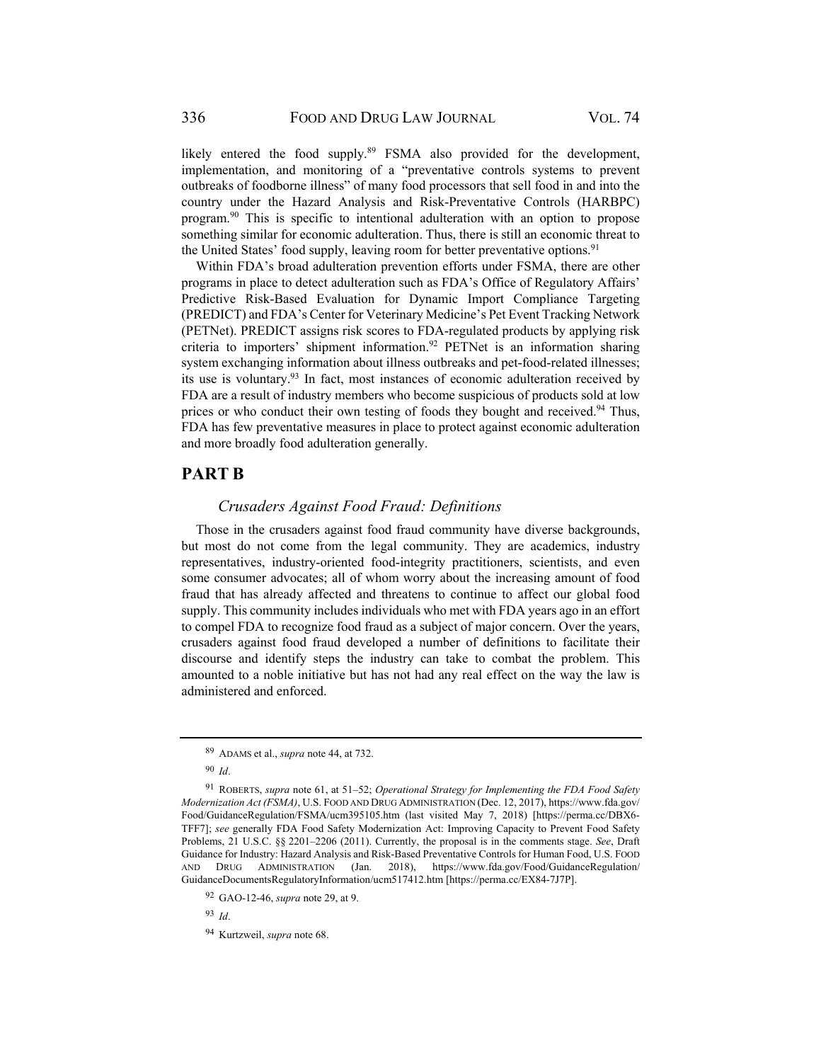likely entered the food supply.[89] FSMA also provided for the development, implementation, and monitoring of a "preventative controls systems to prevent outbreaks of foodborne illness" of many food processors that sell food in and into the country under the Hazard Analysis and Risk-Preventative Controls (HARBPC) program.[90] This is specific to intentional adulteration with an option to propose something similar for economic adulteration. Thus, there is still an economic threat to the United States' food supply, leaving room for better preventative options.[91]

Within FDA's broad adulteration prevention efforts under FSMA, there are other programs in place to detect adulteration such as FDA's Office of Regulatory Affairs' Predictive Risk-Based Evaluation for Dynamic Import Compliance Targeting (PREDICT) and FDA's Center for Veterinary Medicine's Pet Event Tracking Network (PETNet). PREDICT assigns risk scores to FDA-regulated products by applying risk criteria to importers' shipment information.[92] PETNet is an information sharing system exchanging information about illness outbreaks and pet-food-related illnesses; its use is voluntary.[93] In fact, most instances of economic adulteration received by FDA are a result of industry members who become suspicious of products sold at low prices or who conduct their own testing of foods they bought and received.[94] Thus, FDA has few preventative measures in place to protect against economic adulteration and more broadly food adulteration generally.

## PART B

### *Crusaders Against Food Fraud: Definitions*

Those in the crusaders against food fraud community have diverse backgrounds, but most do not come from the legal community. They are academics, industry representatives, industry-oriented food-integrity practitioners, scientists, and even some consumer advocates; all of whom worry about the increasing amount of food fraud that has already affected and threatens to continue to affect our global food supply. This community includes individuals who met with FDA years ago in an effort to compel FDA to recognize food fraud as a subject of major concern. Over the years, crusaders against food fraud developed a number of definitions to facilitate their discourse and identify steps the industry can take to combat the problem. This amounted to a noble initiative but has not had any real effect on the way the law is administered and enforced.

---

[89] ADAMS et al., *supra* note 44, at 732.

[90] *Id*.

[91] ROBERTS, *supra* note 61, at 51–52; *Operational Strategy for Implementing the FDA Food Safety Modernization Act (FSMA)*, U.S. FOOD AND DRUG ADMINISTRATION (Dec. 12, 2017), https://www.fda.gov/Food/GuidanceRegulation/FSMA/ucm395105.htm (last visited May 7, 2018) [https://perma.cc/DBX6-TFF7]; *see* generally FDA Food Safety Modernization Act: Improving Capacity to Prevent Food Safety Problems, 21 U.S.C. §§ 2201–2206 (2011). Currently, the proposal is in the comments stage. *See*, Draft Guidance for Industry: Hazard Analysis and Risk-Based Preventative Controls for Human Food, U.S. FOOD AND DRUG ADMINISTRATION (Jan. 2018), https://www.fda.gov/Food/GuidanceRegulation/GuidanceDocumentsRegulatoryInformation/ucm517412.htm [https://perma.cc/EX84-7J7P].

[92] GAO-12-46, *supra* note 29, at 9.

[93] *Id*.

[94] Kurtzweil, *supra* note 68.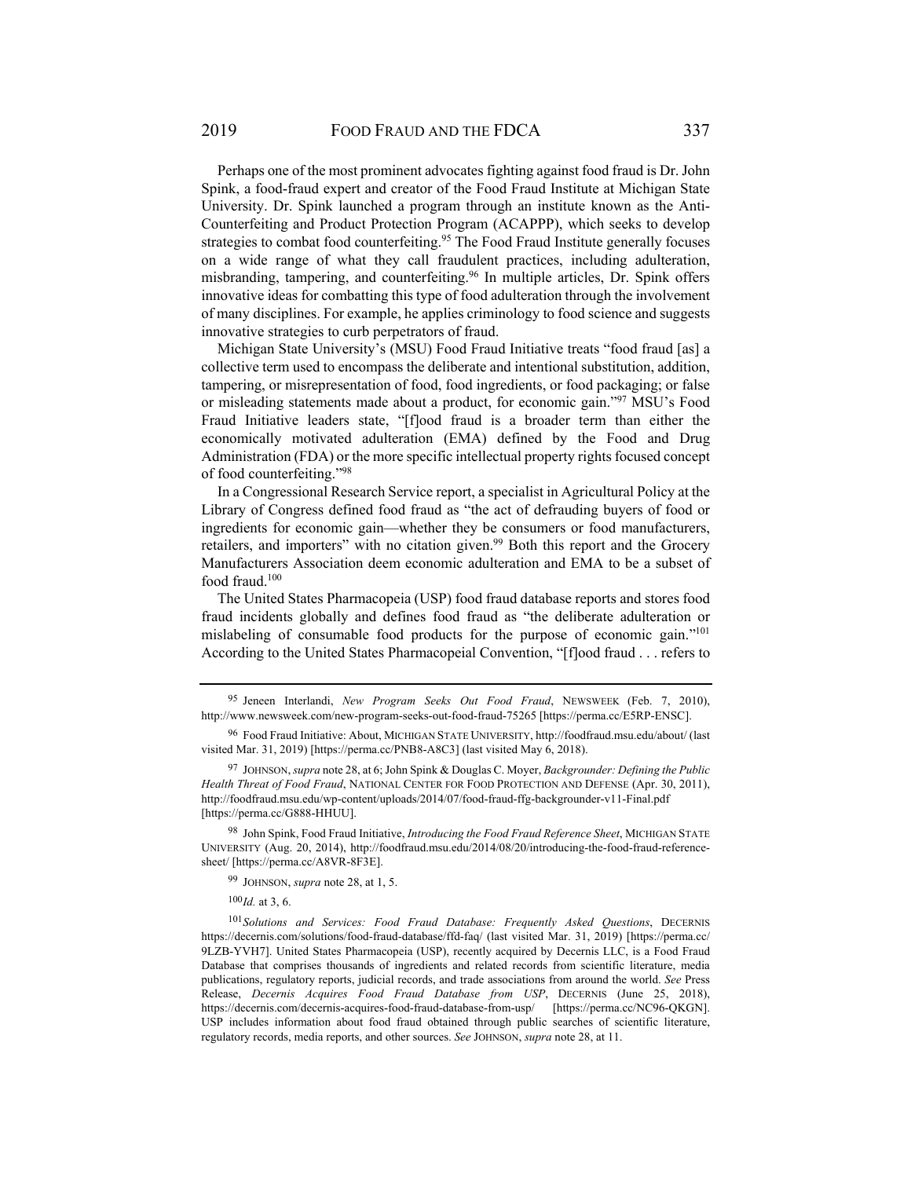Perhaps one of the most prominent advocates fighting against food fraud is Dr. John Spink, a food-fraud expert and creator of the Food Fraud Institute at Michigan State University. Dr. Spink launched a program through an institute known as the Anti-Counterfeiting and Product Protection Program (ACAPPP), which seeks to develop strategies to combat food counterfeiting.[95] The Food Fraud Institute generally focuses on a wide range of what they call fraudulent practices, including adulteration, misbranding, tampering, and counterfeiting.[96] In multiple articles, Dr. Spink offers innovative ideas for combatting this type of food adulteration through the involvement of many disciplines. For example, he applies criminology to food science and suggests innovative strategies to curb perpetrators of fraud.

Michigan State University's (MSU) Food Fraud Initiative treats "food fraud [as] a collective term used to encompass the deliberate and intentional substitution, addition, tampering, or misrepresentation of food, food ingredients, or food packaging; or false or misleading statements made about a product, for economic gain."[97] MSU's Food Fraud Initiative leaders state, "[f]ood fraud is a broader term than either the economically motivated adulteration (EMA) defined by the Food and Drug Administration (FDA) or the more specific intellectual property rights focused concept of food counterfeiting."[98]

In a Congressional Research Service report, a specialist in Agricultural Policy at the Library of Congress defined food fraud as "the act of defrauding buyers of food or ingredients for economic gain—whether they be consumers or food manufacturers, retailers, and importers" with no citation given.[99] Both this report and the Grocery Manufacturers Association deem economic adulteration and EMA to be a subset of food fraud.[100]

The United States Pharmacopeia (USP) food fraud database reports and stores food fraud incidents globally and defines food fraud as "the deliberate adulteration or mislabeling of consumable food products for the purpose of economic gain."[101] According to the United States Pharmacopeial Convention, "[f]ood fraud . . . refers to

---

[95] Jeneen Interlandi, *New Program Seeks Out Food Fraud*, NEWSWEEK (Feb. 7, 2010), http://www.newsweek.com/new-program-seeks-out-food-fraud-75265 [https://perma.cc/E5RP-ENSC].

[96] Food Fraud Initiative: About, MICHIGAN STATE UNIVERSITY, http://foodfraud.msu.edu/about/ (last visited Mar. 31, 2019) [https://perma.cc/PNB8-A8C3] (last visited May 6, 2018).

[97] JOHNSON, *supra* note 28, at 6; John Spink & Douglas C. Moyer, *Backgrounder: Defining the Public Health Threat of Food Fraud*, NATIONAL CENTER FOR FOOD PROTECTION AND DEFENSE (Apr. 30, 2011), http://foodfraud.msu.edu/wp-content/uploads/2014/07/food-fraud-ffg-backgrounder-v11-Final.pdf [https://perma.cc/G888-HHUU].

[98] John Spink, Food Fraud Initiative, *Introducing the Food Fraud Reference Sheet*, MICHIGAN STATE UNIVERSITY (Aug. 20, 2014), http://foodfraud.msu.edu/2014/08/20/introducing-the-food-fraud-reference-sheet/ [https://perma.cc/A8VR-8F3E].

[99] JOHNSON, *supra* note 28, at 1, 5.

[100] *Id.* at 3, 6.

[101] *Solutions and Services: Food Fraud Database: Frequently Asked Questions*, DECERNIS https://decernis.com/solutions/food-fraud-database/ffd-faq/ (last visited Mar. 31, 2019) [https://perma.cc/9LZB-YVH7]. United States Pharmacopeia (USP), recently acquired by Decernis LLC, is a Food Fraud Database that comprises thousands of ingredients and related records from scientific literature, media publications, regulatory reports, judicial records, and trade associations from around the world. *See* Press Release, *Decernis Acquires Food Fraud Database from USP*, DECERNIS (June 25, 2018), https://decernis.com/decernis-acquires-food-fraud-database-from-usp/ [https://perma.cc/NC96-QKGN]. USP includes information about food fraud obtained through public searches of scientific literature, regulatory records, media reports, and other sources. *See* JOHNSON, *supra* note 28, at 11.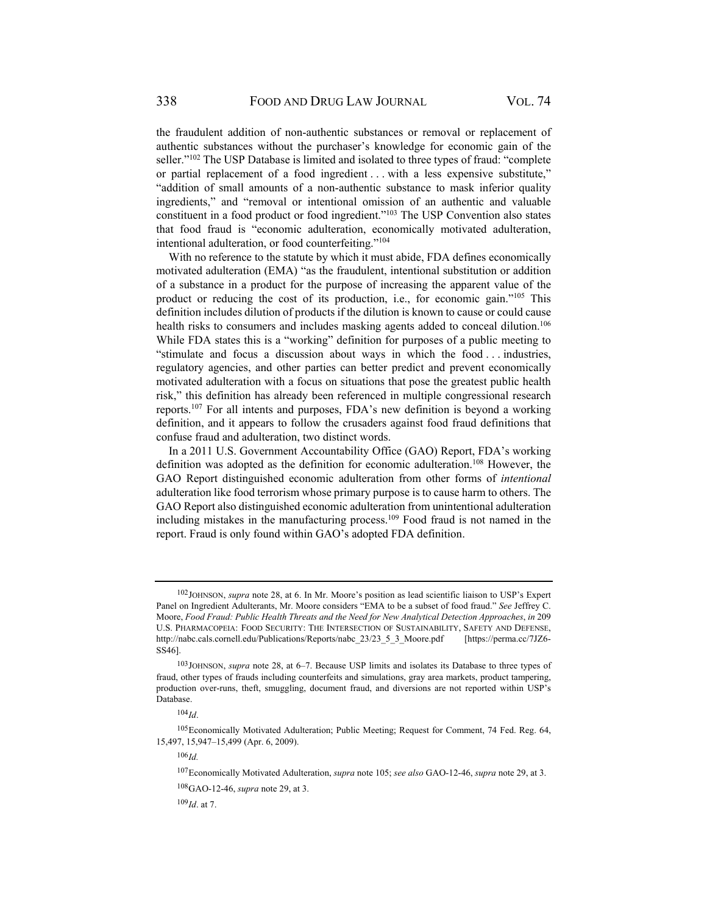the fraudulent addition of non-authentic substances or removal or replacement of authentic substances without the purchaser's knowledge for economic gain of the seller."[102] The USP Database is limited and isolated to three types of fraud: "complete or partial replacement of a food ingredient . . . with a less expensive substitute," "addition of small amounts of a non-authentic substance to mask inferior quality ingredients," and "removal or intentional omission of an authentic and valuable constituent in a food product or food ingredient."[103] The USP Convention also states that food fraud is "economic adulteration, economically motivated adulteration, intentional adulteration, or food counterfeiting."[104]

With no reference to the statute by which it must abide, FDA defines economically motivated adulteration (EMA) "as the fraudulent, intentional substitution or addition of a substance in a product for the purpose of increasing the apparent value of the product or reducing the cost of its production, i.e., for economic gain."[105] This definition includes dilution of products if the dilution is known to cause or could cause health risks to consumers and includes masking agents added to conceal dilution.[106] While FDA states this is a "working" definition for purposes of a public meeting to "stimulate and focus a discussion about ways in which the food . . . industries, regulatory agencies, and other parties can better predict and prevent economically motivated adulteration with a focus on situations that pose the greatest public health risk," this definition has already been referenced in multiple congressional research reports.[107] For all intents and purposes, FDA's new definition is beyond a working definition, and it appears to follow the crusaders against food fraud definitions that confuse fraud and adulteration, two distinct words.

In a 2011 U.S. Government Accountability Office (GAO) Report, FDA's working definition was adopted as the definition for economic adulteration.[108] However, the GAO Report distinguished economic adulteration from other forms of *intentional* adulteration like food terrorism whose primary purpose is to cause harm to others. The GAO Report also distinguished economic adulteration from unintentional adulteration including mistakes in the manufacturing process.[109] Food fraud is not named in the report. Fraud is only found within GAO's adopted FDA definition.

---

[102] JOHNSON, *supra* note 28, at 6. In Mr. Moore's position as lead scientific liaison to USP's Expert Panel on Ingredient Adulterants, Mr. Moore considers "EMA to be a subset of food fraud." *See* Jeffrey C. Moore, *Food Fraud: Public Health Threats and the Need for New Analytical Detection Approaches*, *in* 209 U.S. PHARMACOPEIA: FOOD SECURITY: THE INTERSECTION OF SUSTAINABILITY, SAFETY AND DEFENSE, http://nabc.cals.cornell.edu/Publications/Reports/nabc_23/23_5_3_Moore.pdf [https://perma.cc/7JZ6-SS46].

[103] JOHNSON, *supra* note 28, at 6–7. Because USP limits and isolates its Database to three types of fraud, other types of frauds including counterfeits and simulations, gray area markets, product tampering, production over-runs, theft, smuggling, document fraud, and diversions are not reported within USP's Database.

[104] *Id*.

[105] Economically Motivated Adulteration; Public Meeting; Request for Comment, 74 Fed. Reg. 64, 15,497, 15,947–15,499 (Apr. 6, 2009).

[106] *Id.*

[107] Economically Motivated Adulteration, *supra* note 105; *see also* GAO-12-46, *supra* note 29, at 3.

[108] GAO-12-46, *supra* note 29, at 3.

[109] *Id*. at 7.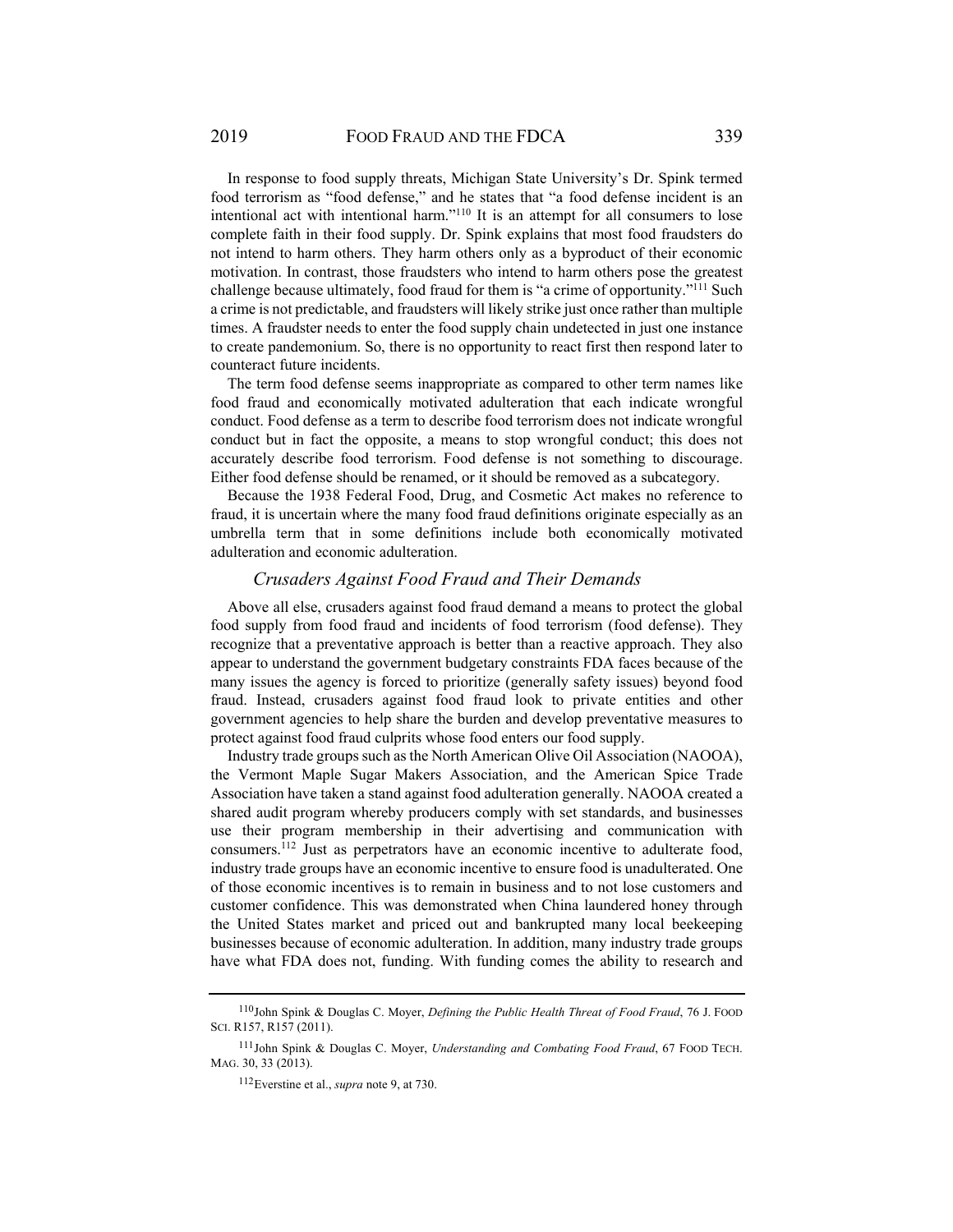In response to food supply threats, Michigan State University's Dr. Spink termed food terrorism as "food defense," and he states that "a food defense incident is an intentional act with intentional harm."[110] It is an attempt for all consumers to lose complete faith in their food supply. Dr. Spink explains that most food fraudsters do not intend to harm others. They harm others only as a byproduct of their economic motivation. In contrast, those fraudsters who intend to harm others pose the greatest challenge because ultimately, food fraud for them is "a crime of opportunity."[111] Such a crime is not predictable, and fraudsters will likely strike just once rather than multiple times. A fraudster needs to enter the food supply chain undetected in just one instance to create pandemonium. So, there is no opportunity to react first then respond later to counteract future incidents.

The term food defense seems inappropriate as compared to other term names like food fraud and economically motivated adulteration that each indicate wrongful conduct. Food defense as a term to describe food terrorism does not indicate wrongful conduct but in fact the opposite, a means to stop wrongful conduct; this does not accurately describe food terrorism. Food defense is not something to discourage. Either food defense should be renamed, or it should be removed as a subcategory.

Because the 1938 Federal Food, Drug, and Cosmetic Act makes no reference to fraud, it is uncertain where the many food fraud definitions originate especially as an umbrella term that in some definitions include both economically motivated adulteration and economic adulteration.

### *Crusaders Against Food Fraud and Their Demands*

Above all else, crusaders against food fraud demand a means to protect the global food supply from food fraud and incidents of food terrorism (food defense). They recognize that a preventative approach is better than a reactive approach. They also appear to understand the government budgetary constraints FDA faces because of the many issues the agency is forced to prioritize (generally safety issues) beyond food fraud. Instead, crusaders against food fraud look to private entities and other government agencies to help share the burden and develop preventative measures to protect against food fraud culprits whose food enters our food supply.

Industry trade groups such as the North American Olive Oil Association (NAOOA), the Vermont Maple Sugar Makers Association, and the American Spice Trade Association have taken a stand against food adulteration generally. NAOOA created a shared audit program whereby producers comply with set standards, and businesses use their program membership in their advertising and communication with consumers.[112] Just as perpetrators have an economic incentive to adulterate food, industry trade groups have an economic incentive to ensure food is unadulterated. One of those economic incentives is to remain in business and to not lose customers and customer confidence. This was demonstrated when China laundered honey through the United States market and priced out and bankrupted many local beekeeping businesses because of economic adulteration. In addition, many industry trade groups have what FDA does not, funding. With funding comes the ability to research and

---

[110] John Spink & Douglas C. Moyer, *Defining the Public Health Threat of Food Fraud*, 76 J. FOOD SCI. R157, R157 (2011).

[111] John Spink & Douglas C. Moyer, *Understanding and Combating Food Fraud*, 67 FOOD TECH. MAG. 30, 33 (2013).

[112] Everstine et al., *supra* note 9, at 730.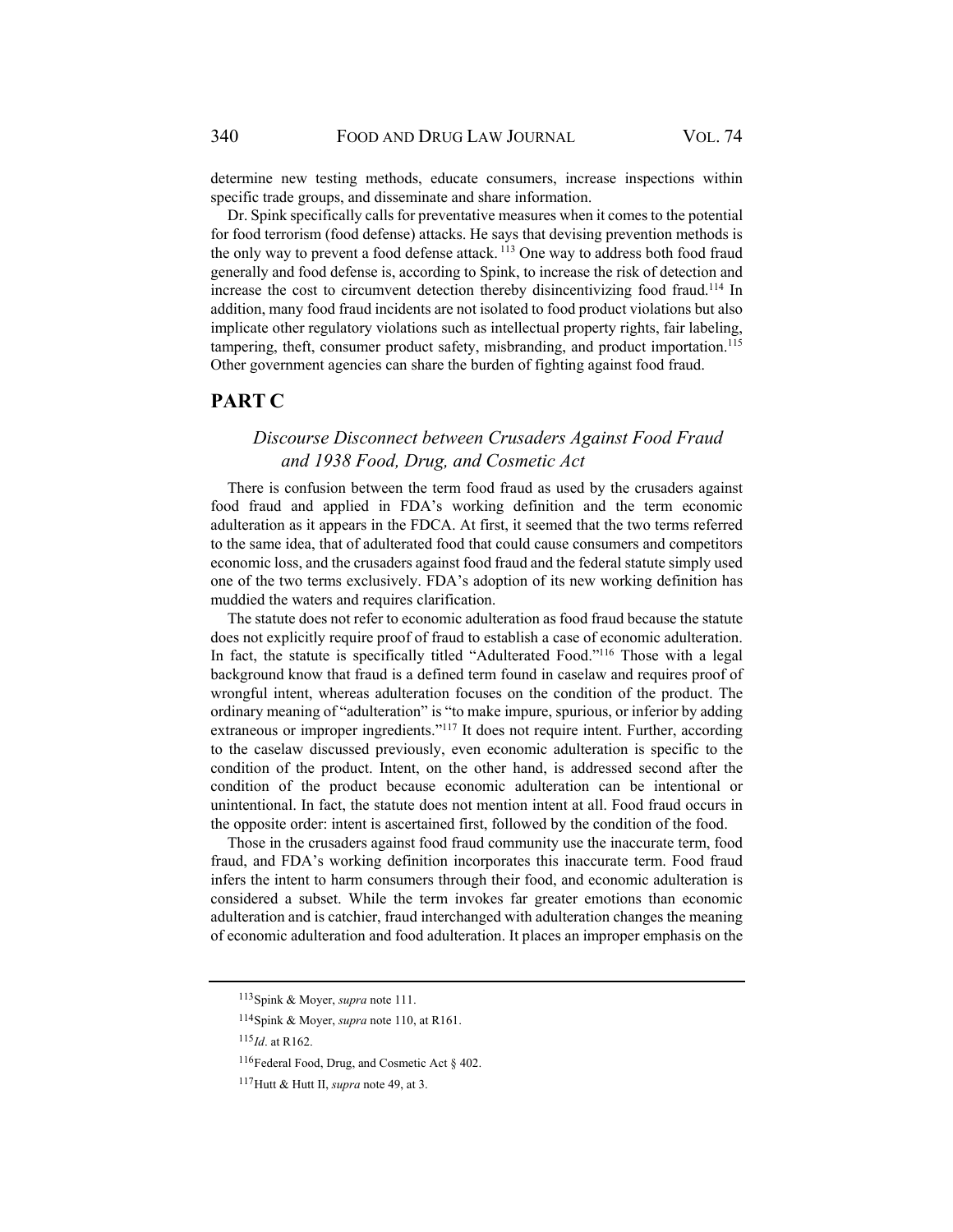determine new testing methods, educate consumers, increase inspections within specific trade groups, and disseminate and share information.

Dr. Spink specifically calls for preventative measures when it comes to the potential for food terrorism (food defense) attacks. He says that devising prevention methods is the only way to prevent a food defense attack.[113] One way to address both food fraud generally and food defense is, according to Spink, to increase the risk of detection and increase the cost to circumvent detection thereby disincentivizing food fraud.[114] In addition, many food fraud incidents are not isolated to food product violations but also implicate other regulatory violations such as intellectual property rights, fair labeling, tampering, theft, consumer product safety, misbranding, and product importation.[115] Other government agencies can share the burden of fighting against food fraud.

## PART C

### *Discourse Disconnect between Crusaders Against Food Fraud and 1938 Food, Drug, and Cosmetic Act*

There is confusion between the term food fraud as used by the crusaders against food fraud and applied in FDA's working definition and the term economic adulteration as it appears in the FDCA. At first, it seemed that the two terms referred to the same idea, that of adulterated food that could cause consumers and competitors economic loss, and the crusaders against food fraud and the federal statute simply used one of the two terms exclusively. FDA's adoption of its new working definition has muddied the waters and requires clarification.

The statute does not refer to economic adulteration as food fraud because the statute does not explicitly require proof of fraud to establish a case of economic adulteration. In fact, the statute is specifically titled "Adulterated Food."[116] Those with a legal background know that fraud is a defined term found in caselaw and requires proof of wrongful intent, whereas adulteration focuses on the condition of the product. The ordinary meaning of "adulteration" is "to make impure, spurious, or inferior by adding extraneous or improper ingredients."[117] It does not require intent. Further, according to the caselaw discussed previously, even economic adulteration is specific to the condition of the product. Intent, on the other hand, is addressed second after the condition of the product because economic adulteration can be intentional or unintentional. In fact, the statute does not mention intent at all. Food fraud occurs in the opposite order: intent is ascertained first, followed by the condition of the food.

Those in the crusaders against food fraud community use the inaccurate term, food fraud, and FDA's working definition incorporates this inaccurate term. Food fraud infers the intent to harm consumers through their food, and economic adulteration is considered a subset. While the term invokes far greater emotions than economic adulteration and is catchier, fraud interchanged with adulteration changes the meaning of economic adulteration and food adulteration. It places an improper emphasis on the

---

[113] Spink & Moyer, *supra* note 111.

[114] Spink & Moyer, *supra* note 110, at R161.

[115] *Id*. at R162.

[116] Federal Food, Drug, and Cosmetic Act § 402.

[117] Hutt & Hutt II, *supra* note 49, at 3.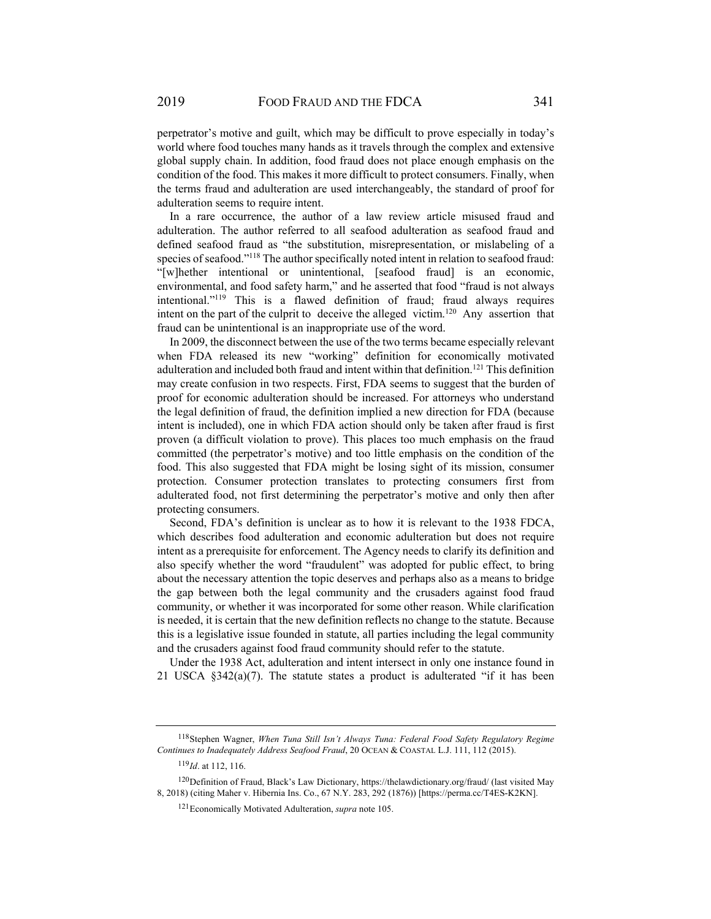perpetrator's motive and guilt, which may be difficult to prove especially in today's world where food touches many hands as it travels through the complex and extensive global supply chain. In addition, food fraud does not place enough emphasis on the condition of the food. This makes it more difficult to protect consumers. Finally, when the terms fraud and adulteration are used interchangeably, the standard of proof for adulteration seems to require intent.

In a rare occurrence, the author of a law review article misused fraud and adulteration. The author referred to all seafood adulteration as seafood fraud and defined seafood fraud as "the substitution, misrepresentation, or mislabeling of a species of seafood."[118] The author specifically noted intent in relation to seafood fraud: "[w]hether intentional or unintentional, [seafood fraud] is an economic, environmental, and food safety harm," and he asserted that food "fraud is not always intentional."[119] This is a flawed definition of fraud; fraud always requires intent on the part of the culprit to deceive the alleged victim.[120] Any assertion that fraud can be unintentional is an inappropriate use of the word.

In 2009, the disconnect between the use of the two terms became especially relevant when FDA released its new "working" definition for economically motivated adulteration and included both fraud and intent within that definition.[121] This definition may create confusion in two respects. First, FDA seems to suggest that the burden of proof for economic adulteration should be increased. For attorneys who understand the legal definition of fraud, the definition implied a new direction for FDA (because intent is included), one in which FDA action should only be taken after fraud is first proven (a difficult violation to prove). This places too much emphasis on the fraud committed (the perpetrator's motive) and too little emphasis on the condition of the food. This also suggested that FDA might be losing sight of its mission, consumer protection. Consumer protection translates to protecting consumers first from adulterated food, not first determining the perpetrator's motive and only then after protecting consumers.

Second, FDA's definition is unclear as to how it is relevant to the 1938 FDCA, which describes food adulteration and economic adulteration but does not require intent as a prerequisite for enforcement. The Agency needs to clarify its definition and also specify whether the word "fraudulent" was adopted for public effect, to bring about the necessary attention the topic deserves and perhaps also as a means to bridge the gap between both the legal community and the crusaders against food fraud community, or whether it was incorporated for some other reason. While clarification is needed, it is certain that the new definition reflects no change to the statute. Because this is a legislative issue founded in statute, all parties including the legal community and the crusaders against food fraud community should refer to the statute.

Under the 1938 Act, adulteration and intent intersect in only one instance found in 21 USCA §342(a)(7). The statute states a product is adulterated "if it has been

---

[118] Stephen Wagner, *When Tuna Still Isn't Always Tuna: Federal Food Safety Regulatory Regime Continues to Inadequately Address Seafood Fraud*, 20 OCEAN & COASTAL L.J. 111, 112 (2015).

[119] *Id*. at 112, 116.

[120] Definition of Fraud, Black's Law Dictionary, https://thelawdictionary.org/fraud/ (last visited May 8, 2018) (citing Maher v. Hibernia Ins. Co., 67 N.Y. 283, 292 (1876)) [https://perma.cc/T4ES-K2KN].

[121] Economically Motivated Adulteration, *supra* note 105.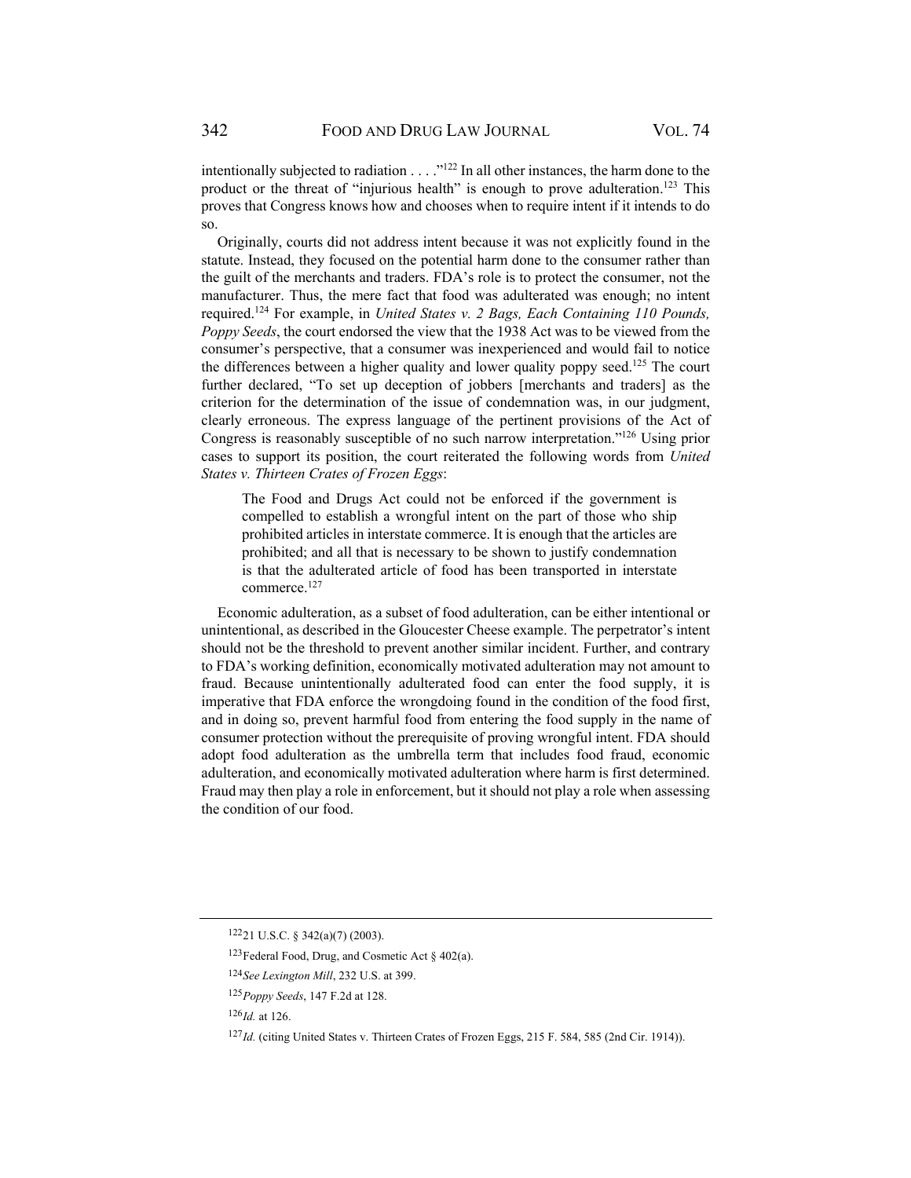intentionally subjected to radiation . . . ."[122] In all other instances, the harm done to the product or the threat of "injurious health" is enough to prove adulteration.[123] This proves that Congress knows how and chooses when to require intent if it intends to do so.

Originally, courts did not address intent because it was not explicitly found in the statute. Instead, they focused on the potential harm done to the consumer rather than the guilt of the merchants and traders. FDA's role is to protect the consumer, not the manufacturer. Thus, the mere fact that food was adulterated was enough; no intent required.[124] For example, in *United States v. 2 Bags, Each Containing 110 Pounds, Poppy Seeds*, the court endorsed the view that the 1938 Act was to be viewed from the consumer's perspective, that a consumer was inexperienced and would fail to notice the differences between a higher quality and lower quality poppy seed.[125] The court further declared, "To set up deception of jobbers [merchants and traders] as the criterion for the determination of the issue of condemnation was, in our judgment, clearly erroneous. The express language of the pertinent provisions of the Act of Congress is reasonably susceptible of no such narrow interpretation."[126] Using prior cases to support its position, the court reiterated the following words from *United States v. Thirteen Crates of Frozen Eggs*:

> The Food and Drugs Act could not be enforced if the government is compelled to establish a wrongful intent on the part of those who ship prohibited articles in interstate commerce. It is enough that the articles are prohibited; and all that is necessary to be shown to justify condemnation is that the adulterated article of food has been transported in interstate commerce.[127]

Economic adulteration, as a subset of food adulteration, can be either intentional or unintentional, as described in the Gloucester Cheese example. The perpetrator's intent should not be the threshold to prevent another similar incident. Further, and contrary to FDA's working definition, economically motivated adulteration may not amount to fraud. Because unintentionally adulterated food can enter the food supply, it is imperative that FDA enforce the wrongdoing found in the condition of the food first, and in doing so, prevent harmful food from entering the food supply in the name of consumer protection without the prerequisite of proving wrongful intent. FDA should adopt food adulteration as the umbrella term that includes food fraud, economic adulteration, and economically motivated adulteration where harm is first determined. Fraud may then play a role in enforcement, but it should not play a role when assessing the condition of our food.

---

[122] 21 U.S.C. § 342(a)(7) (2003).

[123] Federal Food, Drug, and Cosmetic Act § 402(a).

[124] *See Lexington Mill*, 232 U.S. at 399.

[125] *Poppy Seeds*, 147 F.2d at 128.

[126] *Id.* at 126.

[127] *Id.* (citing United States v. Thirteen Crates of Frozen Eggs, 215 F. 584, 585 (2nd Cir. 1914)).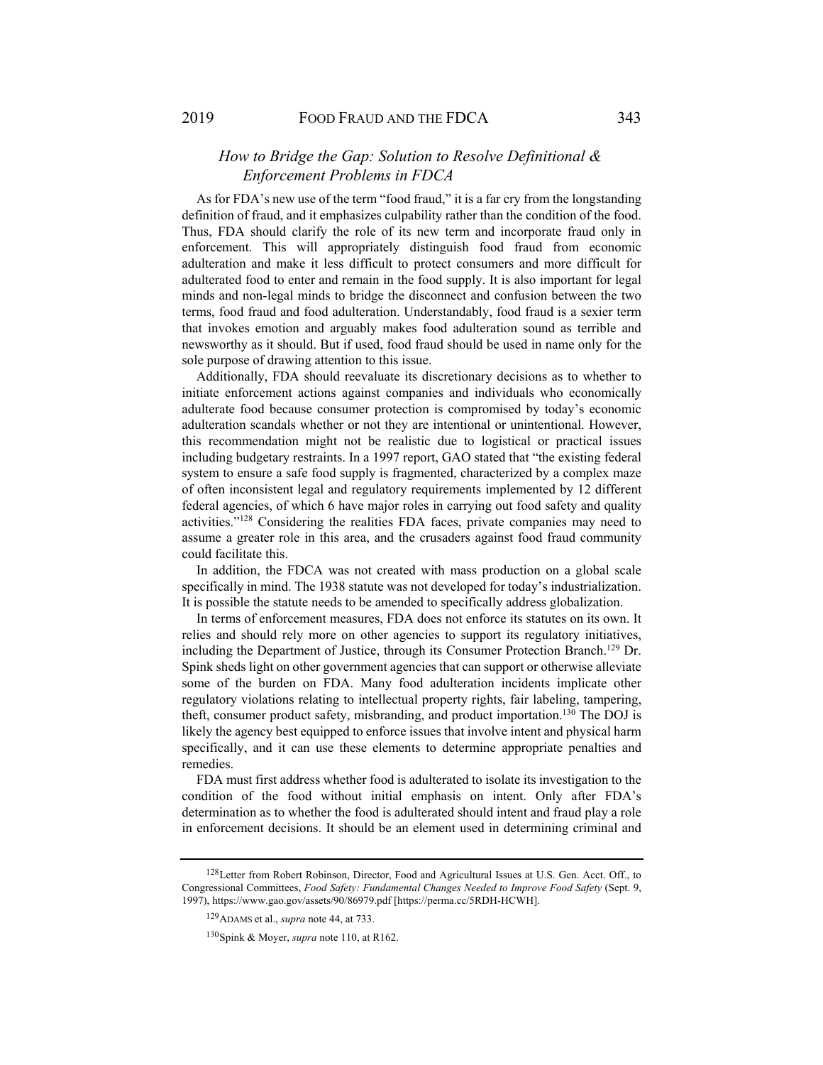*How to Bridge the Gap: Solution to Resolve Definitional & Enforcement Problems in FDCA*

As for FDA's new use of the term "food fraud," it is a far cry from the longstanding definition of fraud, and it emphasizes culpability rather than the condition of the food. Thus, FDA should clarify the role of its new term and incorporate fraud only in enforcement. This will appropriately distinguish food fraud from economic adulteration and make it less difficult to protect consumers and more difficult for adulterated food to enter and remain in the food supply. It is also important for legal minds and non-legal minds to bridge the disconnect and confusion between the two terms, food fraud and food adulteration. Understandably, food fraud is a sexier term that invokes emotion and arguably makes food adulteration sound as terrible and newsworthy as it should. But if used, food fraud should be used in name only for the sole purpose of drawing attention to this issue.

Additionally, FDA should reevaluate its discretionary decisions as to whether to initiate enforcement actions against companies and individuals who economically adulterate food because consumer protection is compromised by today's economic adulteration scandals whether or not they are intentional or unintentional. However, this recommendation might not be realistic due to logistical or practical issues including budgetary restraints. In a 1997 report, GAO stated that "the existing federal system to ensure a safe food supply is fragmented, characterized by a complex maze of often inconsistent legal and regulatory requirements implemented by 12 different federal agencies, of which 6 have major roles in carrying out food safety and quality activities."[128] Considering the realities FDA faces, private companies may need to assume a greater role in this area, and the crusaders against food fraud community could facilitate this.

In addition, the FDCA was not created with mass production on a global scale specifically in mind. The 1938 statute was not developed for today's industrialization. It is possible the statute needs to be amended to specifically address globalization.

In terms of enforcement measures, FDA does not enforce its statutes on its own. It relies and should rely more on other agencies to support its regulatory initiatives, including the Department of Justice, through its Consumer Protection Branch.[129] Dr. Spink sheds light on other government agencies that can support or otherwise alleviate some of the burden on FDA. Many food adulteration incidents implicate other regulatory violations relating to intellectual property rights, fair labeling, tampering, theft, consumer product safety, misbranding, and product importation.[130] The DOJ is likely the agency best equipped to enforce issues that involve intent and physical harm specifically, and it can use these elements to determine appropriate penalties and remedies.

FDA must first address whether food is adulterated to isolate its investigation to the condition of the food without initial emphasis on intent. Only after FDA's determination as to whether the food is adulterated should intent and fraud play a role in enforcement decisions. It should be an element used in determining criminal and

---

[128] Letter from Robert Robinson, Director, Food and Agricultural Issues at U.S. Gen. Acct. Off., to Congressional Committees, *Food Safety: Fundamental Changes Needed to Improve Food Safety* (Sept. 9, 1997), https://www.gao.gov/assets/90/86979.pdf [https://perma.cc/5RDH-HCWH].

[129] ADAMS et al., *supra* note 44, at 733.

[130] Spink & Moyer, *supra* note 110, at R162.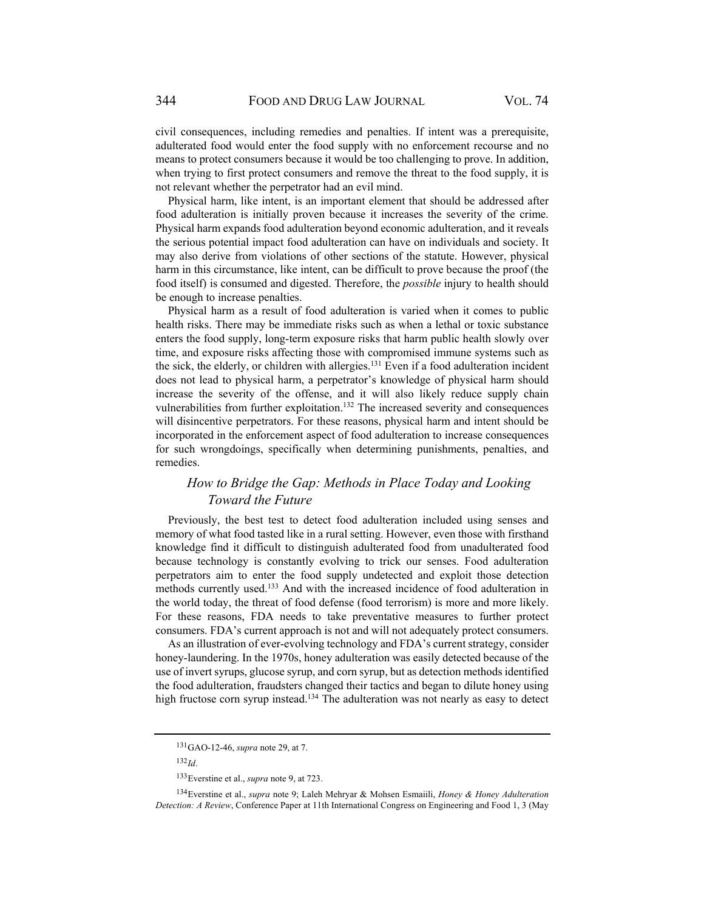civil consequences, including remedies and penalties. If intent was a prerequisite, adulterated food would enter the food supply with no enforcement recourse and no means to protect consumers because it would be too challenging to prove. In addition, when trying to first protect consumers and remove the threat to the food supply, it is not relevant whether the perpetrator had an evil mind.

Physical harm, like intent, is an important element that should be addressed after food adulteration is initially proven because it increases the severity of the crime. Physical harm expands food adulteration beyond economic adulteration, and it reveals the serious potential impact food adulteration can have on individuals and society. It may also derive from violations of other sections of the statute. However, physical harm in this circumstance, like intent, can be difficult to prove because the proof (the food itself) is consumed and digested. Therefore, the *possible* injury to health should be enough to increase penalties.

Physical harm as a result of food adulteration is varied when it comes to public health risks. There may be immediate risks such as when a lethal or toxic substance enters the food supply, long-term exposure risks that harm public health slowly over time, and exposure risks affecting those with compromised immune systems such as the sick, the elderly, or children with allergies.[131] Even if a food adulteration incident does not lead to physical harm, a perpetrator's knowledge of physical harm should increase the severity of the offense, and it will also likely reduce supply chain vulnerabilities from further exploitation.[132] The increased severity and consequences will disincentive perpetrators. For these reasons, physical harm and intent should be incorporated in the enforcement aspect of food adulteration to increase consequences for such wrongdoings, specifically when determining punishments, penalties, and remedies.

### *How to Bridge the Gap: Methods in Place Today and Looking Toward the Future*

Previously, the best test to detect food adulteration included using senses and memory of what food tasted like in a rural setting. However, even those with firsthand knowledge find it difficult to distinguish adulterated food from unadulterated food because technology is constantly evolving to trick our senses. Food adulteration perpetrators aim to enter the food supply undetected and exploit those detection methods currently used.[133] And with the increased incidence of food adulteration in the world today, the threat of food defense (food terrorism) is more and more likely. For these reasons, FDA needs to take preventative measures to further protect consumers. FDA's current approach is not and will not adequately protect consumers.

As an illustration of ever-evolving technology and FDA's current strategy, consider honey-laundering. In the 1970s, honey adulteration was easily detected because of the use of invert syrups, glucose syrup, and corn syrup, but as detection methods identified the food adulteration, fraudsters changed their tactics and began to dilute honey using high fructose corn syrup instead.[134] The adulteration was not nearly as easy to detect

---

[131] GAO-12-46, *supra* note 29, at 7.

[132] *Id.*

[133] Everstine et al., *supra* note 9, at 723.

[134] Everstine et al., *supra* note 9; Laleh Mehryar & Mohsen Esmaiili, *Honey & Honey Adulteration Detection: A Review*, Conference Paper at 11th International Congress on Engineering and Food 1, 3 (May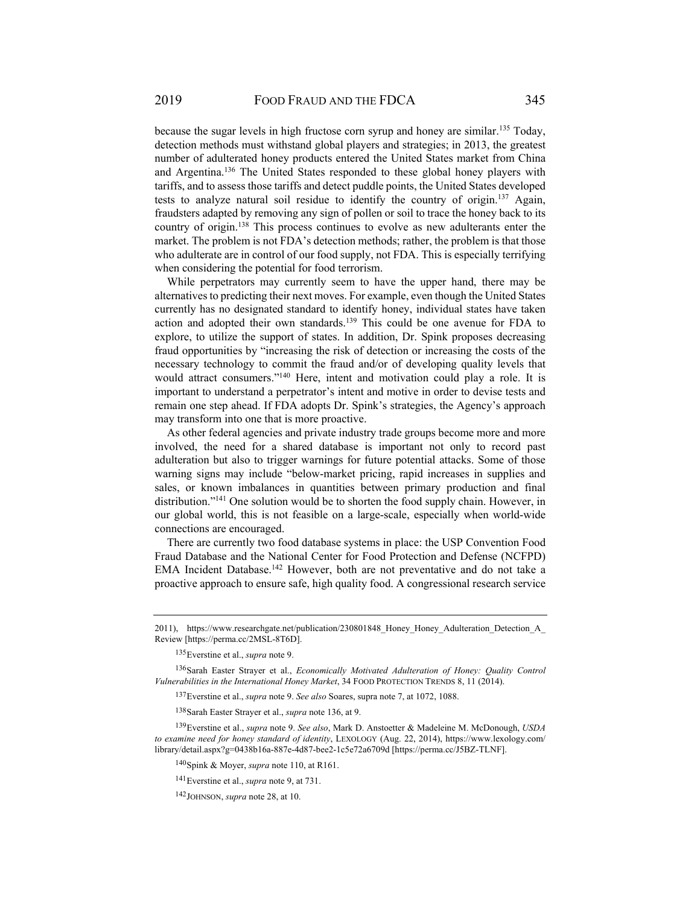because the sugar levels in high fructose corn syrup and honey are similar.[135] Today, detection methods must withstand global players and strategies; in 2013, the greatest number of adulterated honey products entered the United States market from China and Argentina.[136] The United States responded to these global honey players with tariffs, and to assess those tariffs and detect puddle points, the United States developed tests to analyze natural soil residue to identify the country of origin.[137] Again, fraudsters adapted by removing any sign of pollen or soil to trace the honey back to its country of origin.[138] This process continues to evolve as new adulterants enter the market. The problem is not FDA's detection methods; rather, the problem is that those who adulterate are in control of our food supply, not FDA. This is especially terrifying when considering the potential for food terrorism.

While perpetrators may currently seem to have the upper hand, there may be alternatives to predicting their next moves. For example, even though the United States currently has no designated standard to identify honey, individual states have taken action and adopted their own standards.[139] This could be one avenue for FDA to explore, to utilize the support of states. In addition, Dr. Spink proposes decreasing fraud opportunities by "increasing the risk of detection or increasing the costs of the necessary technology to commit the fraud and/or of developing quality levels that would attract consumers."[140] Here, intent and motivation could play a role. It is important to understand a perpetrator's intent and motive in order to devise tests and remain one step ahead. If FDA adopts Dr. Spink's strategies, the Agency's approach may transform into one that is more proactive.

As other federal agencies and private industry trade groups become more and more involved, the need for a shared database is important not only to record past adulteration but also to trigger warnings for future potential attacks. Some of those warning signs may include "below-market pricing, rapid increases in supplies and sales, or known imbalances in quantities between primary production and final distribution."[141] One solution would be to shorten the food supply chain. However, in our global world, this is not feasible on a large-scale, especially when world-wide connections are encouraged.

There are currently two food database systems in place: the USP Convention Food Fraud Database and the National Center for Food Protection and Defense (NCFPD) EMA Incident Database.[142] However, both are not preventative and do not take a proactive approach to ensure safe, high quality food. A congressional research service

---

2011), https://www.researchgate.net/publication/230801848_Honey_Honey_Adulteration_Detection_A_Review [https://perma.cc/2MSL-8T6D].

[135] Everstine et al., *supra* note 9.

[136] Sarah Easter Strayer et al., *Economically Motivated Adulteration of Honey: Quality Control Vulnerabilities in the International Honey Market*, 34 FOOD PROTECTION TRENDS 8, 11 (2014).

[137] Everstine et al., *supra* note 9. *See also* Soares, supra note 7, at 1072, 1088.

[138] Sarah Easter Strayer et al., *supra* note 136, at 9.

[139] Everstine et al., *supra* note 9. *See also*, Mark D. Anstoetter & Madeleine M. McDonough, *USDA to examine need for honey standard of identity*, LEXOLOGY (Aug. 22, 2014), https://www.lexology.com/library/detail.aspx?g=0438b16a-887e-4d87-bee2-1c5e72a6709d [https://perma.cc/J5BZ-TLNF].

[140] Spink & Moyer, *supra* note 110, at R161.

[141] Everstine et al., *supra* note 9, at 731.

[142] JOHNSON, *supra* note 28, at 10.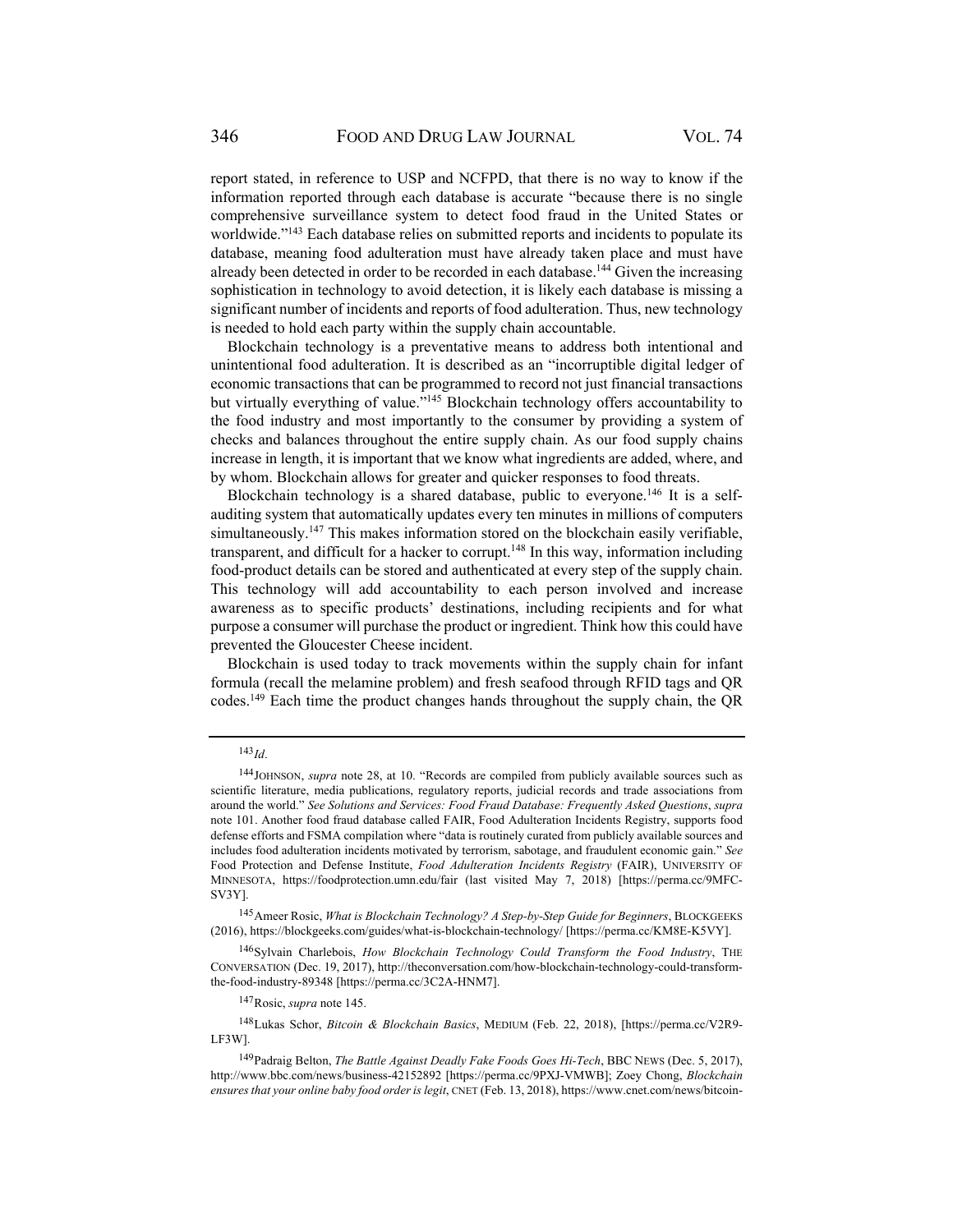report stated, in reference to USP and NCFPD, that there is no way to know if the information reported through each database is accurate "because there is no single comprehensive surveillance system to detect food fraud in the United States or worldwide."[143] Each database relies on submitted reports and incidents to populate its database, meaning food adulteration must have already taken place and must have already been detected in order to be recorded in each database.[144] Given the increasing sophistication in technology to avoid detection, it is likely each database is missing a significant number of incidents and reports of food adulteration. Thus, new technology is needed to hold each party within the supply chain accountable.

Blockchain technology is a preventative means to address both intentional and unintentional food adulteration. It is described as an "incorruptible digital ledger of economic transactions that can be programmed to record not just financial transactions but virtually everything of value."[145] Blockchain technology offers accountability to the food industry and most importantly to the consumer by providing a system of checks and balances throughout the entire supply chain. As our food supply chains increase in length, it is important that we know what ingredients are added, where, and by whom. Blockchain allows for greater and quicker responses to food threats.

Blockchain technology is a shared database, public to everyone.[146] It is a self-auditing system that automatically updates every ten minutes in millions of computers simultaneously.[147] This makes information stored on the blockchain easily verifiable, transparent, and difficult for a hacker to corrupt.[148] In this way, information including food-product details can be stored and authenticated at every step of the supply chain. This technology will add accountability to each person involved and increase awareness as to specific products' destinations, including recipients and for what purpose a consumer will purchase the product or ingredient. Think how this could have prevented the Gloucester Cheese incident.

Blockchain is used today to track movements within the supply chain for infant formula (recall the melamine problem) and fresh seafood through RFID tags and QR codes.[149] Each time the product changes hands throughout the supply chain, the QR

---

[143] *Id*.

[144] JOHNSON, *supra* note 28, at 10. "Records are compiled from publicly available sources such as scientific literature, media publications, regulatory reports, judicial records and trade associations from around the world." *See Solutions and Services: Food Fraud Database: Frequently Asked Questions*, *supra* note 101. Another food fraud database called FAIR, Food Adulteration Incidents Registry, supports food defense efforts and FSMA compilation where "data is routinely curated from publicly available sources and includes food adulteration incidents motivated by terrorism, sabotage, and fraudulent economic gain." *See* Food Protection and Defense Institute, *Food Adulteration Incidents Registry* (FAIR), UNIVERSITY OF MINNESOTA, https://foodprotection.umn.edu/fair (last visited May 7, 2018) [https://perma.cc/9MFC-SV3Y].

[145] Ameer Rosic, *What is Blockchain Technology? A Step-by-Step Guide for Beginners*, BLOCKGEEKS (2016), https://blockgeeks.com/guides/what-is-blockchain-technology/ [https://perma.cc/KM8E-K5VY].

[146] Sylvain Charlebois, *How Blockchain Technology Could Transform the Food Industry*, THE CONVERSATION (Dec. 19, 2017), http://theconversation.com/how-blockchain-technology-could-transform-the-food-industry-89348 [https://perma.cc/3C2A-HNM7].

[147] Rosic, *supra* note 145.

[148] Lukas Schor, *Bitcoin & Blockchain Basics*, MEDIUM (Feb. 22, 2018), [https://perma.cc/V2R9-LF3W].

[149] Padraig Belton, *The Battle Against Deadly Fake Foods Goes Hi-Tech*, BBC NEWS (Dec. 5, 2017), http://www.bbc.com/news/business-42152892 [https://perma.cc/9PXJ-VMWB]; Zoey Chong, *Blockchain ensures that your online baby food order is legit*, CNET (Feb. 13, 2018), https://www.cnet.com/news/bitcoin-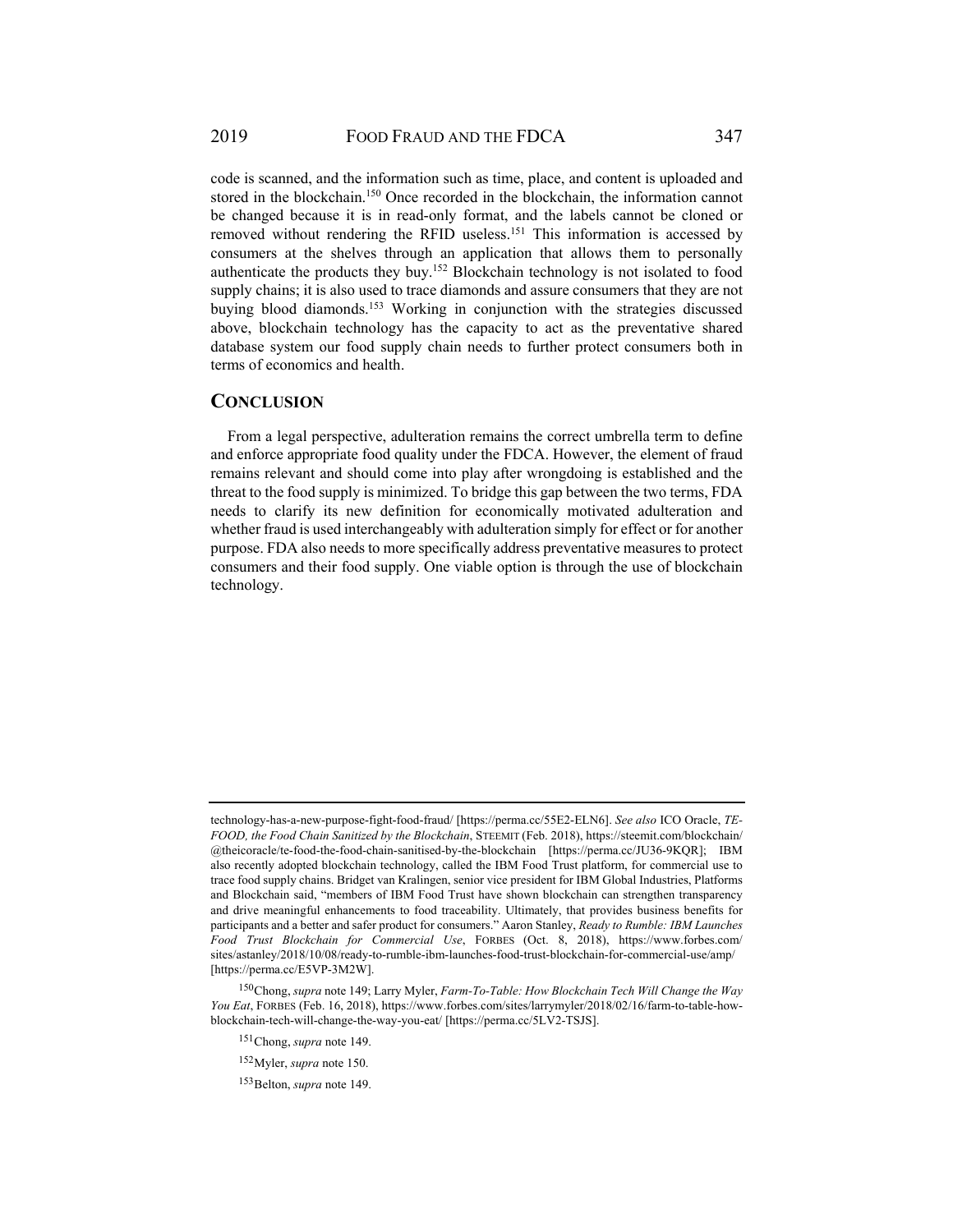code is scanned, and the information such as time, place, and content is uploaded and stored in the blockchain.[150] Once recorded in the blockchain, the information cannot be changed because it is in read-only format, and the labels cannot be cloned or removed without rendering the RFID useless.[151] This information is accessed by consumers at the shelves through an application that allows them to personally authenticate the products they buy.[152] Blockchain technology is not isolated to food supply chains; it is also used to trace diamonds and assure consumers that they are not buying blood diamonds.[153] Working in conjunction with the strategies discussed above, blockchain technology has the capacity to act as the preventative shared database system our food supply chain needs to further protect consumers both in terms of economics and health.

## CONCLUSION

From a legal perspective, adulteration remains the correct umbrella term to define and enforce appropriate food quality under the FDCA. However, the element of fraud remains relevant and should come into play after wrongdoing is established and the threat to the food supply is minimized. To bridge this gap between the two terms, FDA needs to clarify its new definition for economically motivated adulteration and whether fraud is used interchangeably with adulteration simply for effect or for another purpose. FDA also needs to more specifically address preventative measures to protect consumers and their food supply. One viable option is through the use of blockchain technology.

---

technology-has-a-new-purpose-fight-food-fraud/ [https://perma.cc/55E2-ELN6]. *See also* ICO Oracle, *TE-FOOD, the Food Chain Sanitized by the Blockchain*, STEEMIT (Feb. 2018), https://steemit.com/blockchain/@theicoracle/te-food-the-food-chain-sanitised-by-the-blockchain [https://perma.cc/JU36-9KQR]; IBM also recently adopted blockchain technology, called the IBM Food Trust platform, for commercial use to trace food supply chains. Bridget van Kralingen, senior vice president for IBM Global Industries, Platforms and Blockchain said, "members of IBM Food Trust have shown blockchain can strengthen transparency and drive meaningful enhancements to food traceability. Ultimately, that provides business benefits for participants and a better and safer product for consumers." Aaron Stanley, *Ready to Rumble: IBM Launches Food Trust Blockchain for Commercial Use*, FORBES (Oct. 8, 2018), https://www.forbes.com/sites/astanley/2018/10/08/ready-to-rumble-ibm-launches-food-trust-blockchain-for-commercial-use/amp/ [https://perma.cc/E5VP-3M2W].

[150] Chong, *supra* note 149; Larry Myler, *Farm-To-Table: How Blockchain Tech Will Change the Way You Eat*, FORBES (Feb. 16, 2018), https://www.forbes.com/sites/larrymyler/2018/02/16/farm-to-table-how-blockchain-tech-will-change-the-way-you-eat/ [https://perma.cc/5LV2-TSJS].

[151] Chong, *supra* note 149.

[152] Myler, *supra* note 150.

[153] Belton, *supra* note 149.